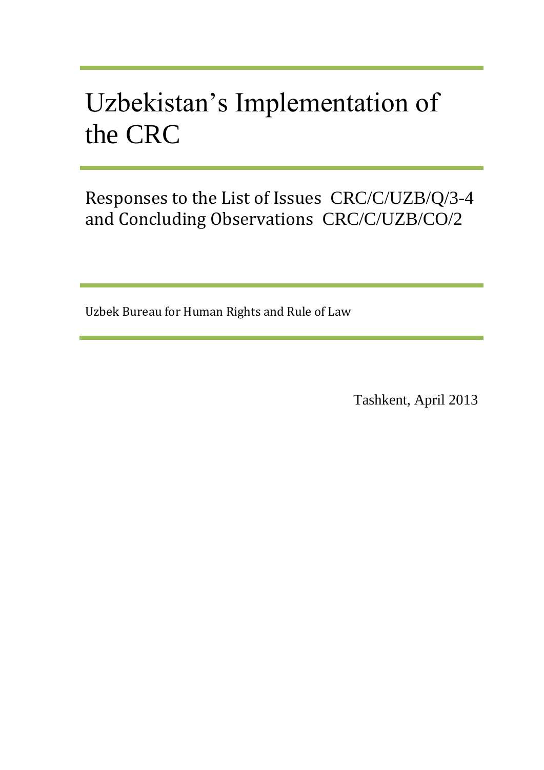# Uzbekistan's Implementation of the CRC

## Responses to the List of Issues CRC/C/UZB/Q/3-4 and Concluding Observations CRC/C/UZB/CO/2

Uzbek Bureau for Human Rights and Rule of Law

Tashkent, April 2013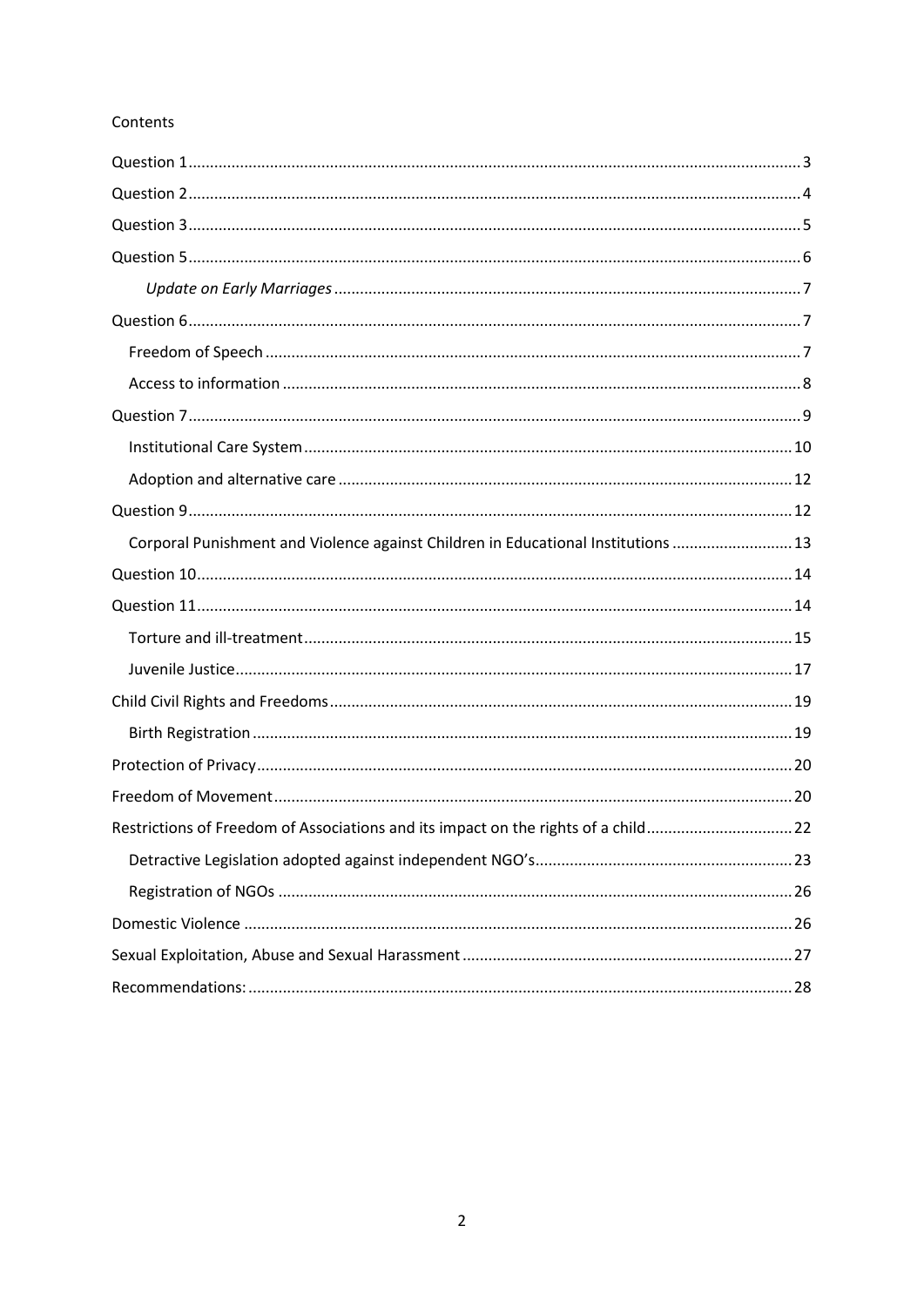Contents

- Question 1 ........ 3
- Question 2 ........ 4
- Question 3 ........ 5
- Question 5 ........ 6
    - *Update on Early Marriages* ........ 7
- Question 6 ........ 7
    - Freedom of Speech ........ 7
    - Access to information ........ 8
- Question 7 ........ 9
    - Institutional Care System ........ 10
    - Adoption and alternative care ........ 12
- Question 9 ........ 12
    - Corporal Punishment and Violence against Children in Educational Institutions ........ 13
- Question 10 ........ 14
- Question 11 ........ 14
    - Torture and ill-treatment ........ 15
    - Juvenile Justice ........ 17
- Child Civil Rights and Freedoms ........ 19
    - Birth Registration ........ 19
- Protection of Privacy ........ 20
- Freedom of Movement ........ 20
- Restrictions of Freedom of Associations and its impact on the rights of a child ........ 22
    - Detractive Legislation adopted against independent NGO's ........ 23
    - Registration of NGOs ........ 26
- Domestic Violence ........ 26
- Sexual Exploitation, Abuse and Sexual Harassment ........ 27
- Recommendations: ........ 28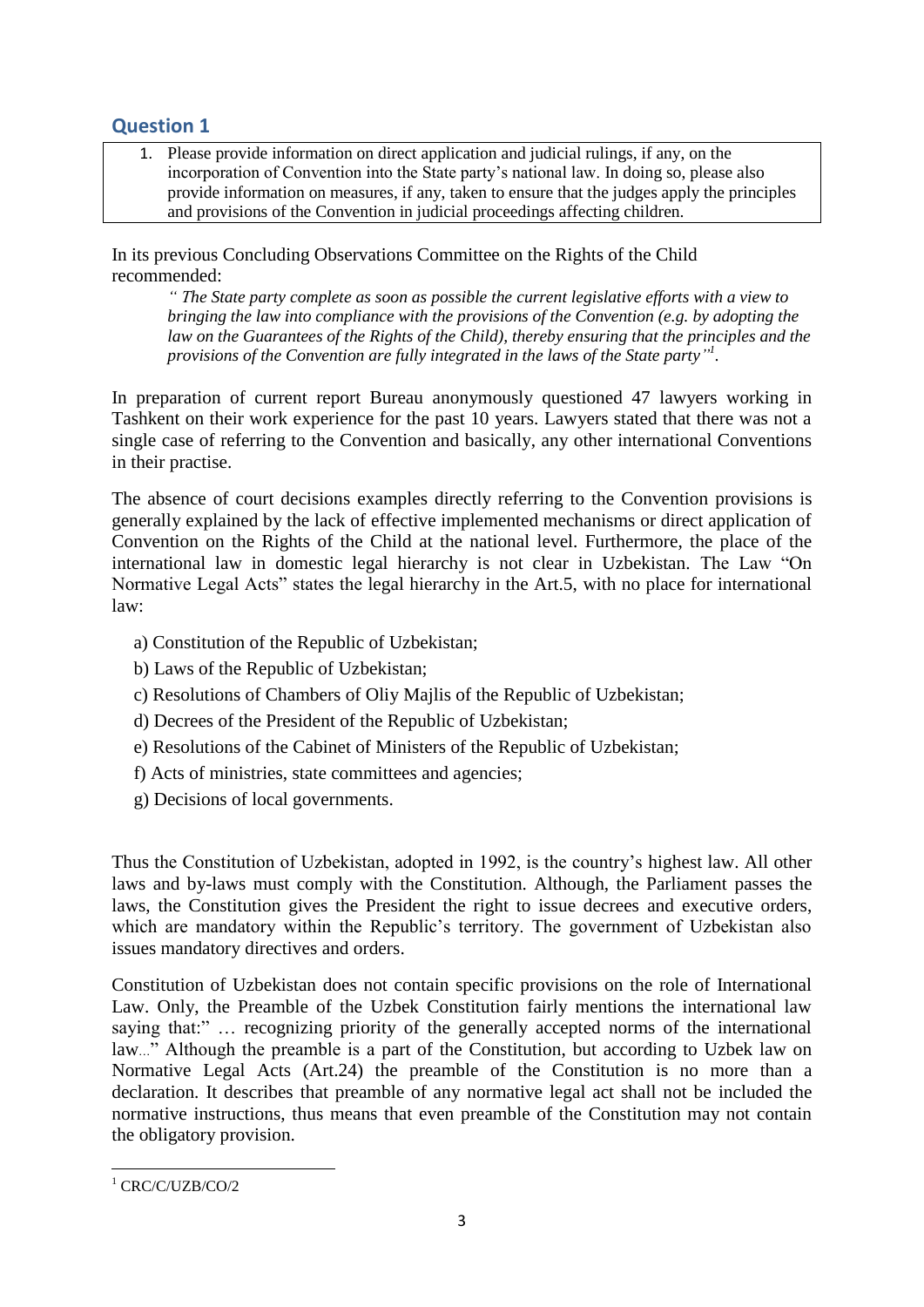## Question 1

1. Please provide information on direct application and judicial rulings, if any, on the incorporation of Convention into the State party's national law. In doing so, please also provide information on measures, if any, taken to ensure that the judges apply the principles and provisions of the Convention in judicial proceedings affecting children.

In its previous Concluding Observations Committee on the Rights of the Child recommended:

> *" The State party complete as soon as possible the current legislative efforts with a view to bringing the law into compliance with the provisions of the Convention (e.g. by adopting the law on the Guarantees of the Rights of the Child), thereby ensuring that the principles and the provisions of the Convention are fully integrated in the laws of the State party"*[1].

In preparation of current report Bureau anonymously questioned 47 lawyers working in Tashkent on their work experience for the past 10 years. Lawyers stated that there was not a single case of referring to the Convention and basically, any other international Conventions in their practise.

The absence of court decisions examples directly referring to the Convention provisions is generally explained by the lack of effective implemented mechanisms or direct application of Convention on the Rights of the Child at the national level. Furthermore, the place of the international law in domestic legal hierarchy is not clear in Uzbekistan. The Law "On Normative Legal Acts" states the legal hierarchy in the Art.5, with no place for international law:

a) Constitution of the Republic of Uzbekistan;

b) Laws of the Republic of Uzbekistan;

c) Resolutions of Chambers of Oliy Majlis of the Republic of Uzbekistan;

d) Decrees of the President of the Republic of Uzbekistan;

e) Resolutions of the Cabinet of Ministers of the Republic of Uzbekistan;

f) Acts of ministries, state committees and agencies;

g) Decisions of local governments.

Thus the Constitution of Uzbekistan, adopted in 1992, is the country's highest law. All other laws and by-laws must comply with the Constitution. Although, the Parliament passes the laws, the Constitution gives the President the right to issue decrees and executive orders, which are mandatory within the Republic's territory. The government of Uzbekistan also issues mandatory directives and orders.

Constitution of Uzbekistan does not contain specific provisions on the role of International Law. Only, the Preamble of the Uzbek Constitution fairly mentions the international law saying that:" … recognizing priority of the generally accepted norms of the international law..." Although the preamble is a part of the Constitution, but according to Uzbek law on Normative Legal Acts (Art.24) the preamble of the Constitution is no more than a declaration. It describes that preamble of any normative legal act shall not be included the normative instructions, thus means that even preamble of the Constitution may not contain the obligatory provision.

[1] CRC/C/UZB/CO/2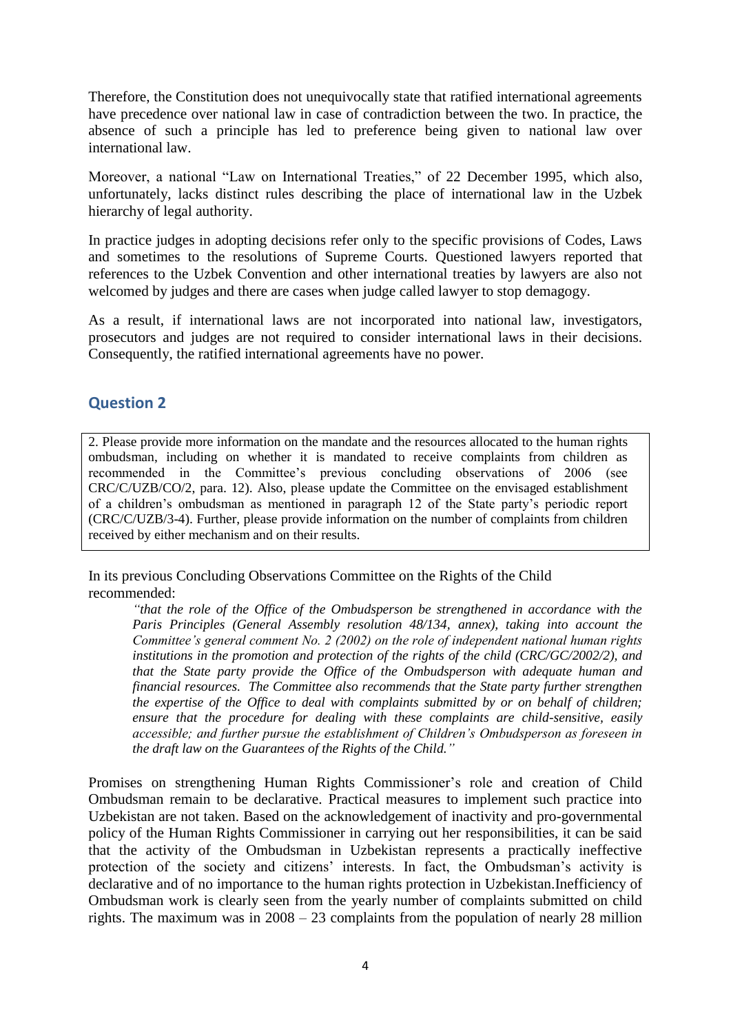Therefore, the Constitution does not unequivocally state that ratified international agreements have precedence over national law in case of contradiction between the two. In practice, the absence of such a principle has led to preference being given to national law over international law.

Moreover, a national "Law on International Treaties," of 22 December 1995, which also, unfortunately, lacks distinct rules describing the place of international law in the Uzbek hierarchy of legal authority.

In practice judges in adopting decisions refer only to the specific provisions of Codes, Laws and sometimes to the resolutions of Supreme Courts. Questioned lawyers reported that references to the Uzbek Convention and other international treaties by lawyers are also not welcomed by judges and there are cases when judge called lawyer to stop demagogy.

As a result, if international laws are not incorporated into national law, investigators, prosecutors and judges are not required to consider international laws in their decisions. Consequently, the ratified international agreements have no power.

## Question 2

2. Please provide more information on the mandate and the resources allocated to the human rights ombudsman, including on whether it is mandated to receive complaints from children as recommended in the Committee's previous concluding observations of 2006 (see CRC/C/UZB/CO/2, para. 12). Also, please update the Committee on the envisaged establishment of a children's ombudsman as mentioned in paragraph 12 of the State party's periodic report (CRC/C/UZB/3-4). Further, please provide information on the number of complaints from children received by either mechanism and on their results.

In its previous Concluding Observations Committee on the Rights of the Child recommended:

> *"that the role of the Office of the Ombudsperson be strengthened in accordance with the Paris Principles (General Assembly resolution 48/134, annex), taking into account the Committee's general comment No. 2 (2002) on the role of independent national human rights institutions in the promotion and protection of the rights of the child (CRC/GC/2002/2), and that the State party provide the Office of the Ombudsperson with adequate human and financial resources. The Committee also recommends that the State party further strengthen the expertise of the Office to deal with complaints submitted by or on behalf of children; ensure that the procedure for dealing with these complaints are child-sensitive, easily accessible; and further pursue the establishment of Children's Ombudsperson as foreseen in the draft law on the Guarantees of the Rights of the Child."*

Promises on strengthening Human Rights Commissioner's role and creation of Child Ombudsman remain to be declarative. Practical measures to implement such practice into Uzbekistan are not taken. Based on the acknowledgement of inactivity and pro-governmental policy of the Human Rights Commissioner in carrying out her responsibilities, it can be said that the activity of the Ombudsman in Uzbekistan represents a practically ineffective protection of the society and citizens' interests. In fact, the Ombudsman's activity is declarative and of no importance to the human rights protection in Uzbekistan.Inefficiency of Ombudsman work is clearly seen from the yearly number of complaints submitted on child rights. The maximum was in 2008 – 23 complaints from the population of nearly 28 million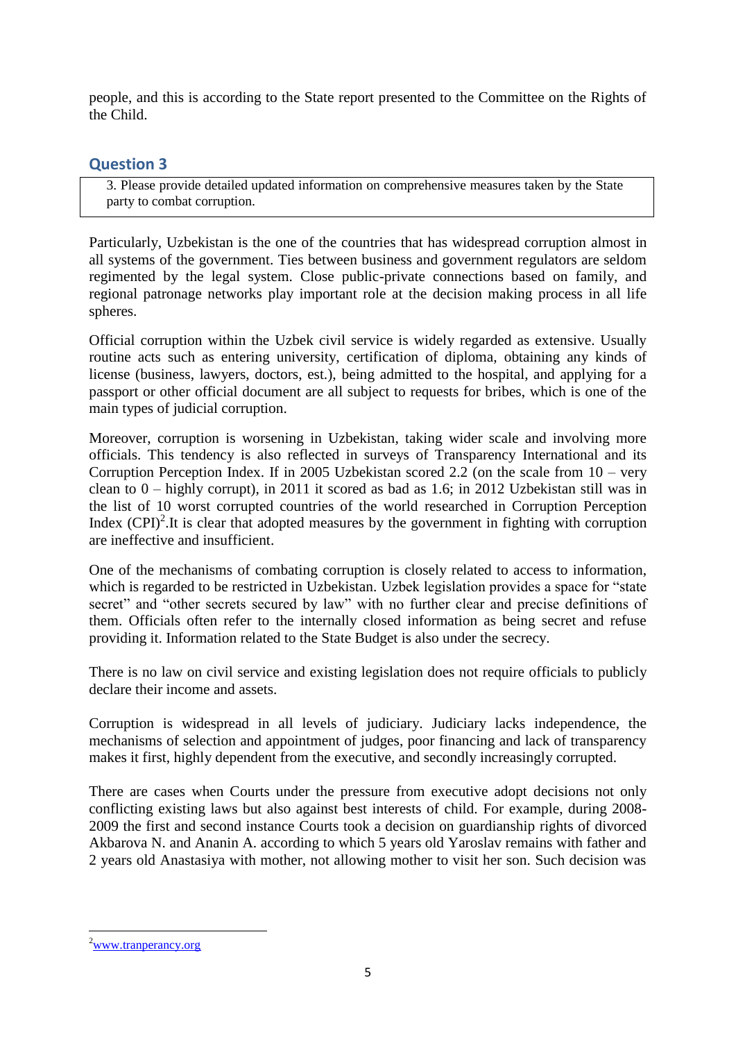people, and this is according to the State report presented to the Committee on the Rights of the Child.

## Question 3

> 3. Please provide detailed updated information on comprehensive measures taken by the State party to combat corruption.

Particularly, Uzbekistan is the one of the countries that has widespread corruption almost in all systems of the government. Ties between business and government regulators are seldom regimented by the legal system. Close public-private connections based on family, and regional patronage networks play important role at the decision making process in all life spheres.

Official corruption within the Uzbek civil service is widely regarded as extensive. Usually routine acts such as entering university, certification of diploma, obtaining any kinds of license (business, lawyers, doctors, est.), being admitted to the hospital, and applying for a passport or other official document are all subject to requests for bribes, which is one of the main types of judicial corruption.

Moreover, corruption is worsening in Uzbekistan, taking wider scale and involving more officials. This tendency is also reflected in surveys of Transparency International and its Corruption Perception Index. If in 2005 Uzbekistan scored 2.2 (on the scale from 10 – very clean to 0 – highly corrupt), in 2011 it scored as bad as 1.6; in 2012 Uzbekistan still was in the list of 10 worst corrupted countries of the world researched in Corruption Perception Index (CPI)[2].It is clear that adopted measures by the government in fighting with corruption are ineffective and insufficient.

One of the mechanisms of combating corruption is closely related to access to information, which is regarded to be restricted in Uzbekistan. Uzbek legislation provides a space for "state secret" and "other secrets secured by law" with no further clear and precise definitions of them. Officials often refer to the internally closed information as being secret and refuse providing it. Information related to the State Budget is also under the secrecy.

There is no law on civil service and existing legislation does not require officials to publicly declare their income and assets.

Corruption is widespread in all levels of judiciary. Judiciary lacks independence, the mechanisms of selection and appointment of judges, poor financing and lack of transparency makes it first, highly dependent from the executive, and secondly increasingly corrupted.

There are cases when Courts under the pressure from executive adopt decisions not only conflicting existing laws but also against best interests of child. For example, during 2008-2009 the first and second instance Courts took a decision on guardianship rights of divorced Akbarova N. and Ananin A. according to which 5 years old Yaroslav remains with father and 2 years old Anastasiya with mother, not allowing mother to visit her son. Such decision was

---

[2] www.tranperancy.org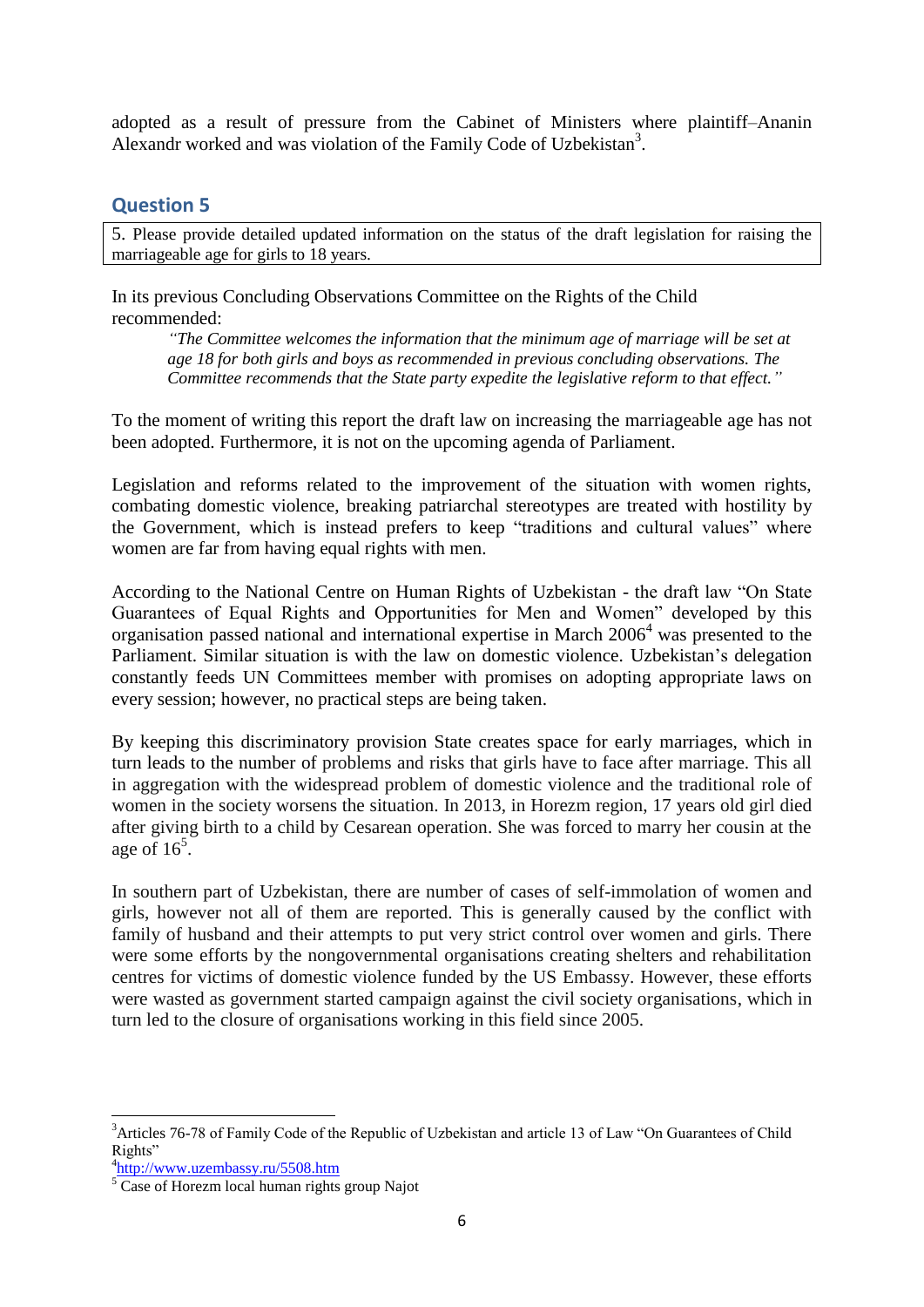adopted as a result of pressure from the Cabinet of Ministers where plaintiff–Ananin Alexandr worked and was violation of the Family Code of Uzbekistan[3].

## Question 5

5. Please provide detailed updated information on the status of the draft legislation for raising the marriageable age for girls to 18 years.

In its previous Concluding Observations Committee on the Rights of the Child recommended:

> *"The Committee welcomes the information that the minimum age of marriage will be set at age 18 for both girls and boys as recommended in previous concluding observations. The Committee recommends that the State party expedite the legislative reform to that effect."*

To the moment of writing this report the draft law on increasing the marriageable age has not been adopted. Furthermore, it is not on the upcoming agenda of Parliament.

Legislation and reforms related to the improvement of the situation with women rights, combating domestic violence, breaking patriarchal stereotypes are treated with hostility by the Government, which is instead prefers to keep "traditions and cultural values" where women are far from having equal rights with men.

According to the National Centre on Human Rights of Uzbekistan - the draft law "On State Guarantees of Equal Rights and Opportunities for Men and Women" developed by this organisation passed national and international expertise in March 2006[4] was presented to the Parliament. Similar situation is with the law on domestic violence. Uzbekistan's delegation constantly feeds UN Committees member with promises on adopting appropriate laws on every session; however, no practical steps are being taken.

By keeping this discriminatory provision State creates space for early marriages, which in turn leads to the number of problems and risks that girls have to face after marriage. This all in aggregation with the widespread problem of domestic violence and the traditional role of women in the society worsens the situation. In 2013, in Horezm region, 17 years old girl died after giving birth to a child by Cesarean operation. She was forced to marry her cousin at the age of 16[5].

In southern part of Uzbekistan, there are number of cases of self-immolation of women and girls, however not all of them are reported. This is generally caused by the conflict with family of husband and their attempts to put very strict control over women and girls. There were some efforts by the nongovernmental organisations creating shelters and rehabilitation centres for victims of domestic violence funded by the US Embassy. However, these efforts were wasted as government started campaign against the civil society organisations, which in turn led to the closure of organisations working in this field since 2005.

---

[3] Articles 76-78 of Family Code of the Republic of Uzbekistan and article 13 of Law "On Guarantees of Child Rights"

[4] http://www.uzembassy.ru/5508.htm

[5] Case of Horezm local human rights group Najot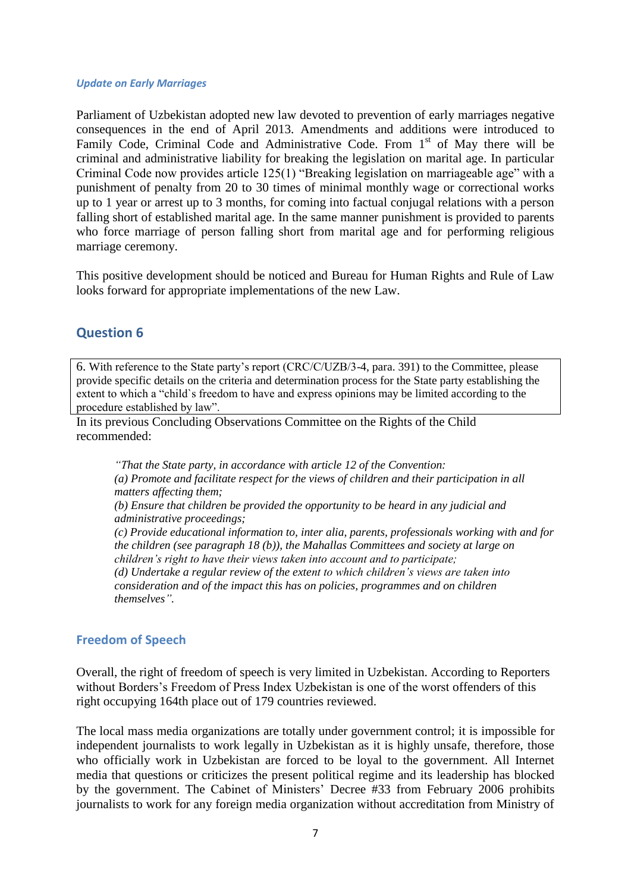### *Update on Early Marriages*

Parliament of Uzbekistan adopted new law devoted to prevention of early marriages negative consequences in the end of April 2013. Amendments and additions were introduced to Family Code, Criminal Code and Administrative Code. From 1st of May there will be criminal and administrative liability for breaking the legislation on marital age. In particular Criminal Code now provides article 125(1) "Breaking legislation on marriageable age" with a punishment of penalty from 20 to 30 times of minimal monthly wage or correctional works up to 1 year or arrest up to 3 months, for coming into factual conjugal relations with a person falling short of established marital age. In the same manner punishment is provided to parents who force marriage of person falling short from marital age and for performing religious marriage ceremony.

This positive development should be noticed and Bureau for Human Rights and Rule of Law looks forward for appropriate implementations of the new Law.

## Question 6

| 6. With reference to the State party's report (CRC/C/UZB/3-4, para. 391) to the Committee, please provide specific details on the criteria and determination process for the State party establishing the extent to which a "child`s freedom to have and express opinions may be limited according to the procedure established by law". |
|---|

In its previous Concluding Observations Committee on the Rights of the Child recommended:

> *"That the State party, in accordance with article 12 of the Convention:*
> *(a) Promote and facilitate respect for the views of children and their participation in all matters affecting them;*
> *(b) Ensure that children be provided the opportunity to be heard in any judicial and administrative proceedings;*
> *(c) Provide educational information to, inter alia, parents, professionals working with and for the children (see paragraph 18 (b)), the Mahallas Committees and society at large on children's right to have their views taken into account and to participate;*
> *(d) Undertake a regular review of the extent to which children's views are taken into consideration and of the impact this has on policies, programmes and on children themselves".*

### Freedom of Speech

Overall, the right of freedom of speech is very limited in Uzbekistan. According to Reporters without Borders's Freedom of Press Index Uzbekistan is one of the worst offenders of this right occupying 164th place out of 179 countries reviewed.

The local mass media organizations are totally under government control; it is impossible for independent journalists to work legally in Uzbekistan as it is highly unsafe, therefore, those who officially work in Uzbekistan are forced to be loyal to the government. All Internet media that questions or criticizes the present political regime and its leadership has blocked by the government. The Cabinet of Ministers' Decree #33 from February 2006 prohibits journalists to work for any foreign media organization without accreditation from Ministry of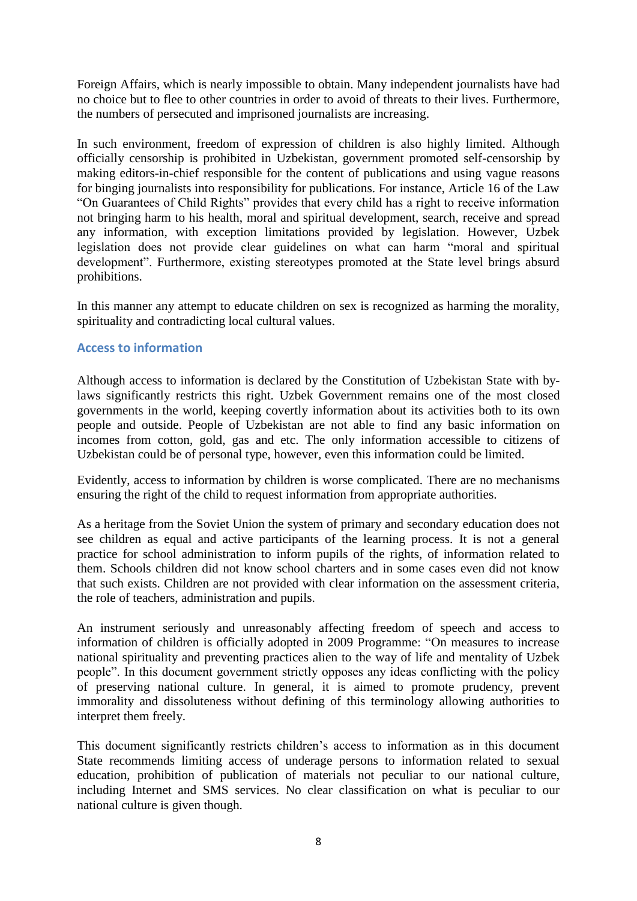Foreign Affairs, which is nearly impossible to obtain. Many independent journalists have had no choice but to flee to other countries in order to avoid of threats to their lives. Furthermore, the numbers of persecuted and imprisoned journalists are increasing.

In such environment, freedom of expression of children is also highly limited. Although officially censorship is prohibited in Uzbekistan, government promoted self-censorship by making editors-in-chief responsible for the content of publications and using vague reasons for binging journalists into responsibility for publications. For instance, Article 16 of the Law "On Guarantees of Child Rights" provides that every child has a right to receive information not bringing harm to his health, moral and spiritual development, search, receive and spread any information, with exception limitations provided by legislation. However, Uzbek legislation does not provide clear guidelines on what can harm "moral and spiritual development". Furthermore, existing stereotypes promoted at the State level brings absurd prohibitions.

In this manner any attempt to educate children on sex is recognized as harming the morality, spirituality and contradicting local cultural values.

### Access to information

Although access to information is declared by the Constitution of Uzbekistan State with by-laws significantly restricts this right. Uzbek Government remains one of the most closed governments in the world, keeping covertly information about its activities both to its own people and outside. People of Uzbekistan are not able to find any basic information on incomes from cotton, gold, gas and etc. The only information accessible to citizens of Uzbekistan could be of personal type, however, even this information could be limited.

Evidently, access to information by children is worse complicated. There are no mechanisms ensuring the right of the child to request information from appropriate authorities.

As a heritage from the Soviet Union the system of primary and secondary education does not see children as equal and active participants of the learning process. It is not a general practice for school administration to inform pupils of the rights, of information related to them. Schools children did not know school charters and in some cases even did not know that such exists. Children are not provided with clear information on the assessment criteria, the role of teachers, administration and pupils.

An instrument seriously and unreasonably affecting freedom of speech and access to information of children is officially adopted in 2009 Programme: "On measures to increase national spirituality and preventing practices alien to the way of life and mentality of Uzbek people". In this document government strictly opposes any ideas conflicting with the policy of preserving national culture. In general, it is aimed to promote prudency, prevent immorality and dissoluteness without defining of this terminology allowing authorities to interpret them freely.

This document significantly restricts children's access to information as in this document State recommends limiting access of underage persons to information related to sexual education, prohibition of publication of materials not peculiar to our national culture, including Internet and SMS services. No clear classification on what is peculiar to our national culture is given though.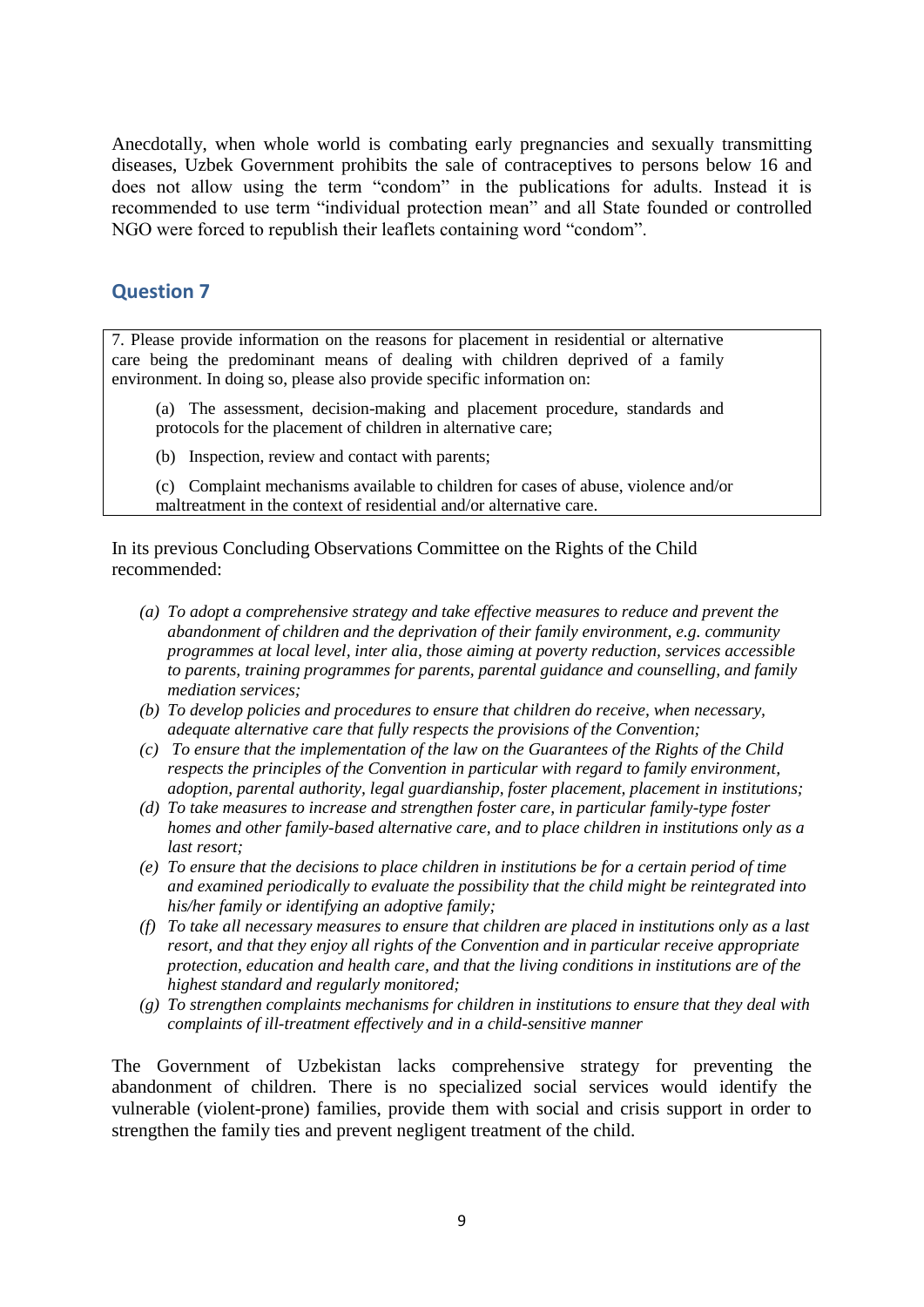Anecdotally, when whole world is combating early pregnancies and sexually transmitting diseases, Uzbek Government prohibits the sale of contraceptives to persons below 16 and does not allow using the term "condom" in the publications for adults. Instead it is recommended to use term "individual protection mean" and all State founded or controlled NGO were forced to republish their leaflets containing word "condom".

## Question 7

> 7. Please provide information on the reasons for placement in residential or alternative care being the predominant means of dealing with children deprived of a family environment. In doing so, please also provide specific information on:
>
> (a) The assessment, decision-making and placement procedure, standards and protocols for the placement of children in alternative care;
>
> (b) Inspection, review and contact with parents;
>
> (c) Complaint mechanisms available to children for cases of abuse, violence and/or maltreatment in the context of residential and/or alternative care.

In its previous Concluding Observations Committee on the Rights of the Child recommended:

- *(a) To adopt a comprehensive strategy and take effective measures to reduce and prevent the abandonment of children and the deprivation of their family environment, e.g. community programmes at local level, inter alia, those aiming at poverty reduction, services accessible to parents, training programmes for parents, parental guidance and counselling, and family mediation services;*
- *(b) To develop policies and procedures to ensure that children do receive, when necessary, adequate alternative care that fully respects the provisions of the Convention;*
- *(c) To ensure that the implementation of the law on the Guarantees of the Rights of the Child respects the principles of the Convention in particular with regard to family environment, adoption, parental authority, legal guardianship, foster placement, placement in institutions;*
- *(d) To take measures to increase and strengthen foster care, in particular family-type foster homes and other family-based alternative care, and to place children in institutions only as a last resort;*
- *(e) To ensure that the decisions to place children in institutions be for a certain period of time and examined periodically to evaluate the possibility that the child might be reintegrated into his/her family or identifying an adoptive family;*
- *(f) To take all necessary measures to ensure that children are placed in institutions only as a last resort, and that they enjoy all rights of the Convention and in particular receive appropriate protection, education and health care, and that the living conditions in institutions are of the highest standard and regularly monitored;*
- *(g) To strengthen complaints mechanisms for children in institutions to ensure that they deal with complaints of ill-treatment effectively and in a child-sensitive manner*

The Government of Uzbekistan lacks comprehensive strategy for preventing the abandonment of children. There is no specialized social services would identify the vulnerable (violent-prone) families, provide them with social and crisis support in order to strengthen the family ties and prevent negligent treatment of the child.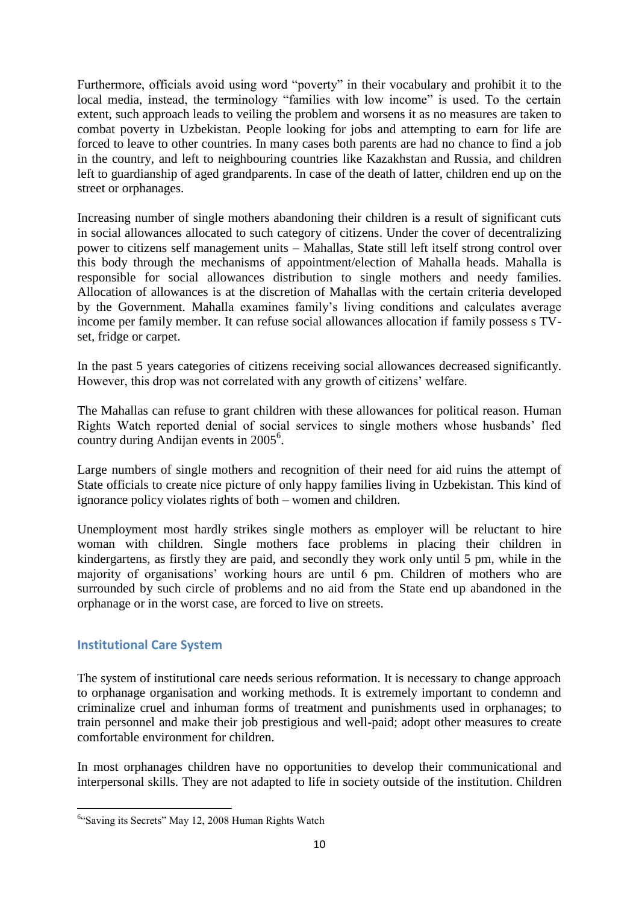Furthermore, officials avoid using word "poverty" in their vocabulary and prohibit it to the local media, instead, the terminology "families with low income" is used. To the certain extent, such approach leads to veiling the problem and worsens it as no measures are taken to combat poverty in Uzbekistan. People looking for jobs and attempting to earn for life are forced to leave to other countries. In many cases both parents are had no chance to find a job in the country, and left to neighbouring countries like Kazakhstan and Russia, and children left to guardianship of aged grandparents. In case of the death of latter, children end up on the street or orphanages.

Increasing number of single mothers abandoning their children is a result of significant cuts in social allowances allocated to such category of citizens. Under the cover of decentralizing power to citizens self management units – Mahallas, State still left itself strong control over this body through the mechanisms of appointment/election of Mahalla heads. Mahalla is responsible for social allowances distribution to single mothers and needy families. Allocation of allowances is at the discretion of Mahallas with the certain criteria developed by the Government. Mahalla examines family's living conditions and calculates average income per family member. It can refuse social allowances allocation if family possess s TV-set, fridge or carpet.

In the past 5 years categories of citizens receiving social allowances decreased significantly. However, this drop was not correlated with any growth of citizens' welfare.

The Mahallas can refuse to grant children with these allowances for political reason. Human Rights Watch reported denial of social services to single mothers whose husbands' fled country during Andijan events in 2005[6].

Large numbers of single mothers and recognition of their need for aid ruins the attempt of State officials to create nice picture of only happy families living in Uzbekistan. This kind of ignorance policy violates rights of both – women and children.

Unemployment most hardly strikes single mothers as employer will be reluctant to hire woman with children. Single mothers face problems in placing their children in kindergartens, as firstly they are paid, and secondly they work only until 5 pm, while in the majority of organisations' working hours are until 6 pm. Children of mothers who are surrounded by such circle of problems and no aid from the State end up abandoned in the orphanage or in the worst case, are forced to live on streets.

## Institutional Care System

The system of institutional care needs serious reformation. It is necessary to change approach to orphanage organisation and working methods. It is extremely important to condemn and criminalize cruel and inhuman forms of treatment and punishments used in orphanages; to train personnel and make their job prestigious and well-paid; adopt other measures to create comfortable environment for children.

In most orphanages children have no opportunities to develop their communicational and interpersonal skills. They are not adapted to life in society outside of the institution. Children

[6] "Saving its Secrets" May 12, 2008 Human Rights Watch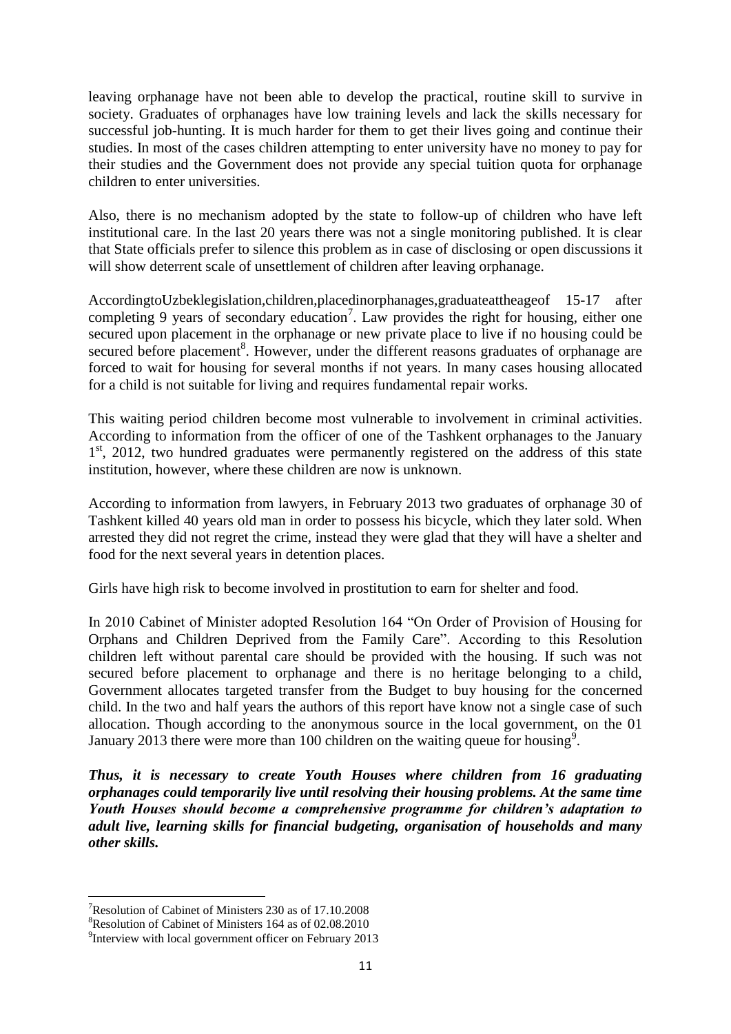leaving orphanage have not been able to develop the practical, routine skill to survive in society. Graduates of orphanages have low training levels and lack the skills necessary for successful job-hunting. It is much harder for them to get their lives going and continue their studies. In most of the cases children attempting to enter university have no money to pay for their studies and the Government does not provide any special tuition quota for orphanage children to enter universities.

Also, there is no mechanism adopted by the state to follow-up of children who have left institutional care. In the last 20 years there was not a single monitoring published. It is clear that State officials prefer to silence this problem as in case of disclosing or open discussions it will show deterrent scale of unsettlement of children after leaving orphanage.

AccordingtoUzbeklegislation,children,placedinorphanages,graduateattheageof 15-17 after completing 9 years of secondary education[7]. Law provides the right for housing, either one secured upon placement in the orphanage or new private place to live if no housing could be secured before placement[8]. However, under the different reasons graduates of orphanage are forced to wait for housing for several months if not years. In many cases housing allocated for a child is not suitable for living and requires fundamental repair works.

This waiting period children become most vulnerable to involvement in criminal activities. According to information from the officer of one of the Tashkent orphanages to the January 1st, 2012, two hundred graduates were permanently registered on the address of this state institution, however, where these children are now is unknown.

According to information from lawyers, in February 2013 two graduates of orphanage 30 of Tashkent killed 40 years old man in order to possess his bicycle, which they later sold. When arrested they did not regret the crime, instead they were glad that they will have a shelter and food for the next several years in detention places.

Girls have high risk to become involved in prostitution to earn for shelter and food.

In 2010 Cabinet of Minister adopted Resolution 164 "On Order of Provision of Housing for Orphans and Children Deprived from the Family Care". According to this Resolution children left without parental care should be provided with the housing. If such was not secured before placement to orphanage and there is no heritage belonging to a child, Government allocates targeted transfer from the Budget to buy housing for the concerned child. In the two and half years the authors of this report have know not a single case of such allocation. Though according to the anonymous source in the local government, on the 01 January 2013 there were more than 100 children on the waiting queue for housing[9].

***Thus, it is necessary to create Youth Houses where children from 16 graduating orphanages could temporarily live until resolving their housing problems. At the same time Youth Houses should become a comprehensive programme for children's adaptation to adult live, learning skills for financial budgeting, organisation of households and many other skills.***

---

[7] Resolution of Cabinet of Ministers 230 as of 17.10.2008

[8] Resolution of Cabinet of Ministers 164 as of 02.08.2010

[9] Interview with local government officer on February 2013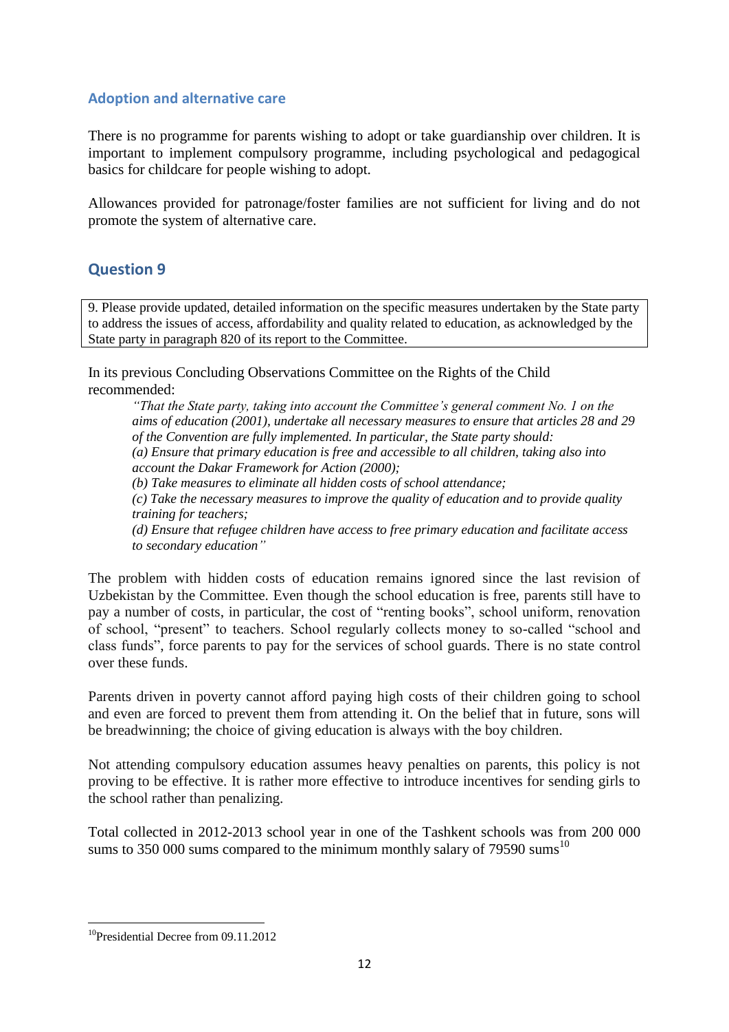### Adoption and alternative care

There is no programme for parents wishing to adopt or take guardianship over children. It is important to implement compulsory programme, including psychological and pedagogical basics for childcare for people wishing to adopt.

Allowances provided for patronage/foster families are not sufficient for living and do not promote the system of alternative care.

## Question 9

> 9. Please provide updated, detailed information on the specific measures undertaken by the State party to address the issues of access, affordability and quality related to education, as acknowledged by the State party in paragraph 820 of its report to the Committee.

In its previous Concluding Observations Committee on the Rights of the Child recommended:

> *"That the State party, taking into account the Committee's general comment No. 1 on the aims of education (2001), undertake all necessary measures to ensure that articles 28 and 29 of the Convention are fully implemented. In particular, the State party should:*
>
> *(a) Ensure that primary education is free and accessible to all children, taking also into account the Dakar Framework for Action (2000);*
>
> *(b) Take measures to eliminate all hidden costs of school attendance;*
>
> *(c) Take the necessary measures to improve the quality of education and to provide quality training for teachers;*
>
> *(d) Ensure that refugee children have access to free primary education and facilitate access to secondary education"*

The problem with hidden costs of education remains ignored since the last revision of Uzbekistan by the Committee. Even though the school education is free, parents still have to pay a number of costs, in particular, the cost of "renting books", school uniform, renovation of school, "present" to teachers. School regularly collects money to so-called "school and class funds", force parents to pay for the services of school guards. There is no state control over these funds.

Parents driven in poverty cannot afford paying high costs of their children going to school and even are forced to prevent them from attending it. On the belief that in future, sons will be breadwinning; the choice of giving education is always with the boy children.

Not attending compulsory education assumes heavy penalties on parents, this policy is not proving to be effective. It is rather more effective to introduce incentives for sending girls to the school rather than penalizing.

Total collected in 2012-2013 school year in one of the Tashkent schools was from 200 000 sums to 350 000 sums compared to the minimum monthly salary of 79590 sums[10]

---

[10] Presidential Decree from 09.11.2012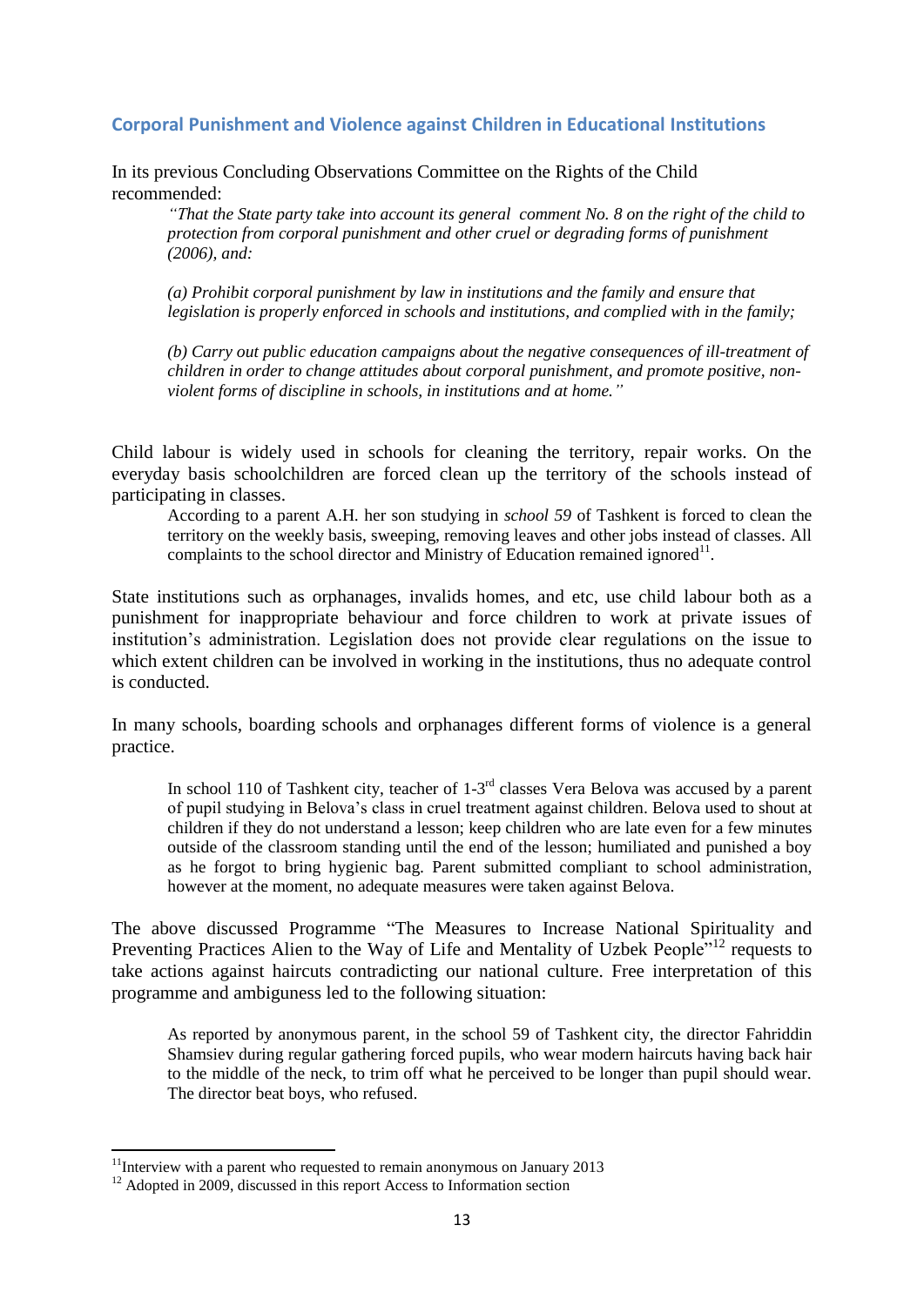## Corporal Punishment and Violence against Children in Educational Institutions

In its previous Concluding Observations Committee on the Rights of the Child recommended:

> *"That the State party take into account its general comment No. 8 on the right of the child to protection from corporal punishment and other cruel or degrading forms of punishment (2006), and:*
>
> *(a) Prohibit corporal punishment by law in institutions and the family and ensure that legislation is properly enforced in schools and institutions, and complied with in the family;*
>
> *(b) Carry out public education campaigns about the negative consequences of ill-treatment of children in order to change attitudes about corporal punishment, and promote positive, non-violent forms of discipline in schools, in institutions and at home."*

Child labour is widely used in schools for cleaning the territory, repair works. On the everyday basis schoolchildren are forced clean up the territory of the schools instead of participating in classes.

> According to a parent A.H. her son studying in *school 59* of Tashkent is forced to clean the territory on the weekly basis, sweeping, removing leaves and other jobs instead of classes. All complaints to the school director and Ministry of Education remained ignored[11].

State institutions such as orphanages, invalids homes, and etc, use child labour both as a punishment for inappropriate behaviour and force children to work at private issues of institution's administration. Legislation does not provide clear regulations on the issue to which extent children can be involved in working in the institutions, thus no adequate control is conducted.

In many schools, boarding schools and orphanages different forms of violence is a general practice.

> In school 110 of Tashkent city, teacher of 1-3rd classes Vera Belova was accused by a parent of pupil studying in Belova's class in cruel treatment against children. Belova used to shout at children if they do not understand a lesson; keep children who are late even for a few minutes outside of the classroom standing until the end of the lesson; humiliated and punished a boy as he forgot to bring hygienic bag. Parent submitted compliant to school administration, however at the moment, no adequate measures were taken against Belova.

The above discussed Programme "The Measures to Increase National Spirituality and Preventing Practices Alien to the Way of Life and Mentality of Uzbek People"[12] requests to take actions against haircuts contradicting our national culture. Free interpretation of this programme and ambiguness led to the following situation:

> As reported by anonymous parent, in the school 59 of Tashkent city, the director Fahriddin Shamsiev during regular gathering forced pupils, who wear modern haircuts having back hair to the middle of the neck, to trim off what he perceived to be longer than pupil should wear. The director beat boys, who refused.

---

[11] Interview with a parent who requested to remain anonymous on January 2013

[12] Adopted in 2009, discussed in this report Access to Information section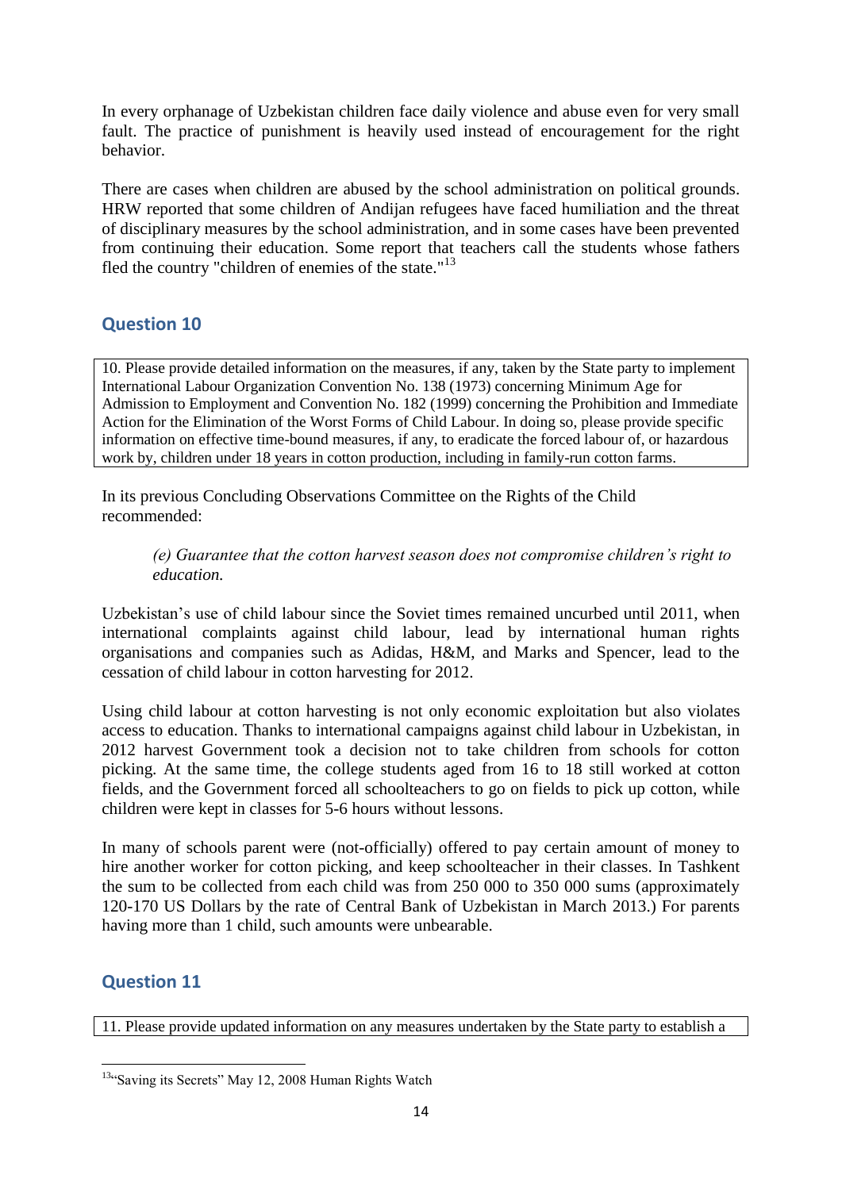In every orphanage of Uzbekistan children face daily violence and abuse even for very small fault. The practice of punishment is heavily used instead of encouragement for the right behavior.

There are cases when children are abused by the school administration on political grounds. HRW reported that some children of Andijan refugees have faced humiliation and the threat of disciplinary measures by the school administration, and in some cases have been prevented from continuing their education. Some report that teachers call the students whose fathers fled the country "children of enemies of the state."[13]

## Question 10

> 10. Please provide detailed information on the measures, if any, taken by the State party to implement International Labour Organization Convention No. 138 (1973) concerning Minimum Age for Admission to Employment and Convention No. 182 (1999) concerning the Prohibition and Immediate Action for the Elimination of the Worst Forms of Child Labour. In doing so, please provide specific information on effective time-bound measures, if any, to eradicate the forced labour of, or hazardous work by, children under 18 years in cotton production, including in family-run cotton farms.

In its previous Concluding Observations Committee on the Rights of the Child recommended:

> *(e) Guarantee that the cotton harvest season does not compromise children's right to education.*

Uzbekistan's use of child labour since the Soviet times remained uncurbed until 2011, when international complaints against child labour, lead by international human rights organisations and companies such as Adidas, H&M, and Marks and Spencer, lead to the cessation of child labour in cotton harvesting for 2012.

Using child labour at cotton harvesting is not only economic exploitation but also violates access to education. Thanks to international campaigns against child labour in Uzbekistan, in 2012 harvest Government took a decision not to take children from schools for cotton picking. At the same time, the college students aged from 16 to 18 still worked at cotton fields, and the Government forced all schoolteachers to go on fields to pick up cotton, while children were kept in classes for 5-6 hours without lessons.

In many of schools parent were (not-officially) offered to pay certain amount of money to hire another worker for cotton picking, and keep schoolteacher in their classes. In Tashkent the sum to be collected from each child was from 250 000 to 350 000 sums (approximately 120-170 US Dollars by the rate of Central Bank of Uzbekistan in March 2013.) For parents having more than 1 child, such amounts were unbearable.

## Question 11

> 11. Please provide updated information on any measures undertaken by the State party to establish a

---

[13] "Saving its Secrets" May 12, 2008 Human Rights Watch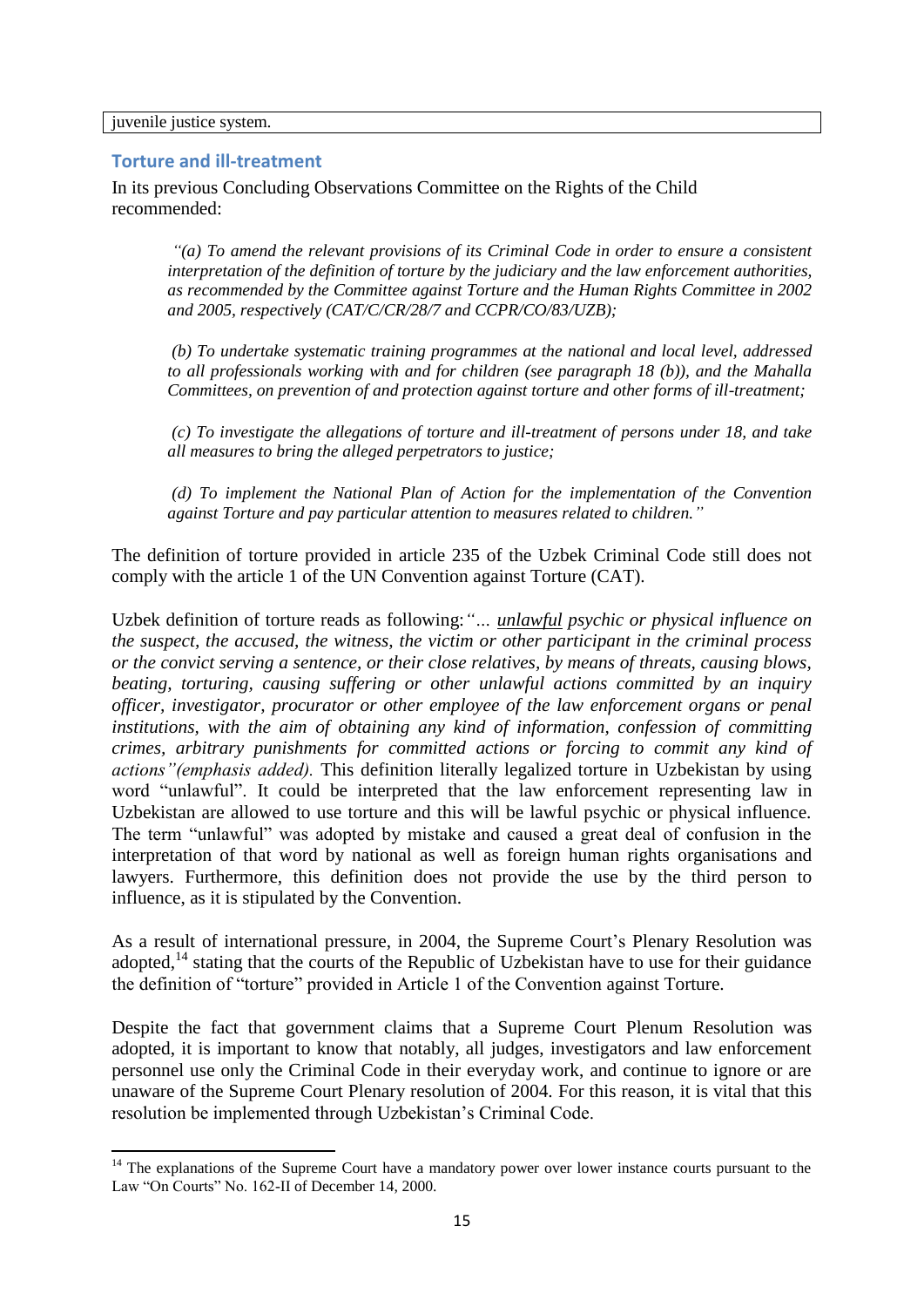juvenile justice system.

## Torture and ill-treatment

In its previous Concluding Observations Committee on the Rights of the Child recommended:

> *"(a) To amend the relevant provisions of its Criminal Code in order to ensure a consistent interpretation of the definition of torture by the judiciary and the law enforcement authorities, as recommended by the Committee against Torture and the Human Rights Committee in 2002 and 2005, respectively (CAT/C/CR/28/7 and CCPR/CO/83/UZB);*
>
> *(b) To undertake systematic training programmes at the national and local level, addressed to all professionals working with and for children (see paragraph 18 (b)), and the Mahalla Committees, on prevention of and protection against torture and other forms of ill-treatment;*
>
> *(c) To investigate the allegations of torture and ill-treatment of persons under 18, and take all measures to bring the alleged perpetrators to justice;*
>
> *(d) To implement the National Plan of Action for the implementation of the Convention against Torture and pay particular attention to measures related to children."*

The definition of torture provided in article 235 of the Uzbek Criminal Code still does not comply with the article 1 of the UN Convention against Torture (CAT).

Uzbek definition of torture reads as following: *"… <u>unlawful</u> psychic or physical influence on the suspect, the accused, the witness, the victim or other participant in the criminal process or the convict serving a sentence, or their close relatives, by means of threats, causing blows, beating, torturing, causing suffering or other unlawful actions committed by an inquiry officer, investigator, procurator or other employee of the law enforcement organs or penal institutions, with the aim of obtaining any kind of information, confession of committing crimes, arbitrary punishments for committed actions or forcing to commit any kind of actions"(emphasis added).* This definition literally legalized torture in Uzbekistan by using word "unlawful". It could be interpreted that the law enforcement representing law in Uzbekistan are allowed to use torture and this will be lawful psychic or physical influence. The term "unlawful" was adopted by mistake and caused a great deal of confusion in the interpretation of that word by national as well as foreign human rights organisations and lawyers. Furthermore, this definition does not provide the use by the third person to influence, as it is stipulated by the Convention.

As a result of international pressure, in 2004, the Supreme Court's Plenary Resolution was adopted,[14] stating that the courts of the Republic of Uzbekistan have to use for their guidance the definition of "torture" provided in Article 1 of the Convention against Torture.

Despite the fact that government claims that a Supreme Court Plenum Resolution was adopted, it is important to know that notably, all judges, investigators and law enforcement personnel use only the Criminal Code in their everyday work, and continue to ignore or are unaware of the Supreme Court Plenary resolution of 2004. For this reason, it is vital that this resolution be implemented through Uzbekistan's Criminal Code.

---

[14] The explanations of the Supreme Court have a mandatory power over lower instance courts pursuant to the Law "On Courts" No. 162-II of December 14, 2000.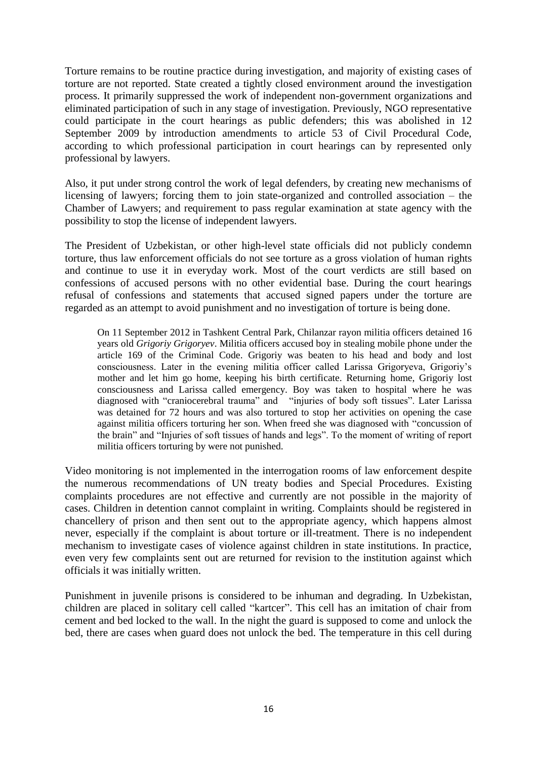Torture remains to be routine practice during investigation, and majority of existing cases of torture are not reported. State created a tightly closed environment around the investigation process. It primarily suppressed the work of independent non-government organizations and eliminated participation of such in any stage of investigation. Previously, NGO representative could participate in the court hearings as public defenders; this was abolished in 12 September 2009 by introduction amendments to article 53 of Civil Procedural Code, according to which professional participation in court hearings can by represented only professional by lawyers.

Also, it put under strong control the work of legal defenders, by creating new mechanisms of licensing of lawyers; forcing them to join state-organized and controlled association – the Chamber of Lawyers; and requirement to pass regular examination at state agency with the possibility to stop the license of independent lawyers.

The President of Uzbekistan, or other high-level state officials did not publicly condemn torture, thus law enforcement officials do not see torture as a gross violation of human rights and continue to use it in everyday work. Most of the court verdicts are still based on confessions of accused persons with no other evidential base. During the court hearings refusal of confessions and statements that accused signed papers under the torture are regarded as an attempt to avoid punishment and no investigation of torture is being done.

> On 11 September 2012 in Tashkent Central Park, Chilanzar rayon militia officers detained 16 years old *Grigoriy Grigoryev*. Militia officers accused boy in stealing mobile phone under the article 169 of the Criminal Code. Grigoriy was beaten to his head and body and lost consciousness. Later in the evening militia officer called Larissa Grigoryeva, Grigoriy's mother and let him go home, keeping his birth certificate. Returning home, Grigoriy lost consciousness and Larissa called emergency. Boy was taken to hospital where he was diagnosed with "craniocerebral trauma" and "injuries of body soft tissues". Later Larissa was detained for 72 hours and was also tortured to stop her activities on opening the case against militia officers torturing her son. When freed she was diagnosed with "concussion of the brain" and "Injuries of soft tissues of hands and legs". To the moment of writing of report militia officers torturing by were not punished.

Video monitoring is not implemented in the interrogation rooms of law enforcement despite the numerous recommendations of UN treaty bodies and Special Procedures. Existing complaints procedures are not effective and currently are not possible in the majority of cases. Children in detention cannot complaint in writing. Complaints should be registered in chancellery of prison and then sent out to the appropriate agency, which happens almost never, especially if the complaint is about torture or ill-treatment. There is no independent mechanism to investigate cases of violence against children in state institutions. In practice, even very few complaints sent out are returned for revision to the institution against which officials it was initially written.

Punishment in juvenile prisons is considered to be inhuman and degrading. In Uzbekistan, children are placed in solitary cell called "kartcer". This cell has an imitation of chair from cement and bed locked to the wall. In the night the guard is supposed to come and unlock the bed, there are cases when guard does not unlock the bed. The temperature in this cell during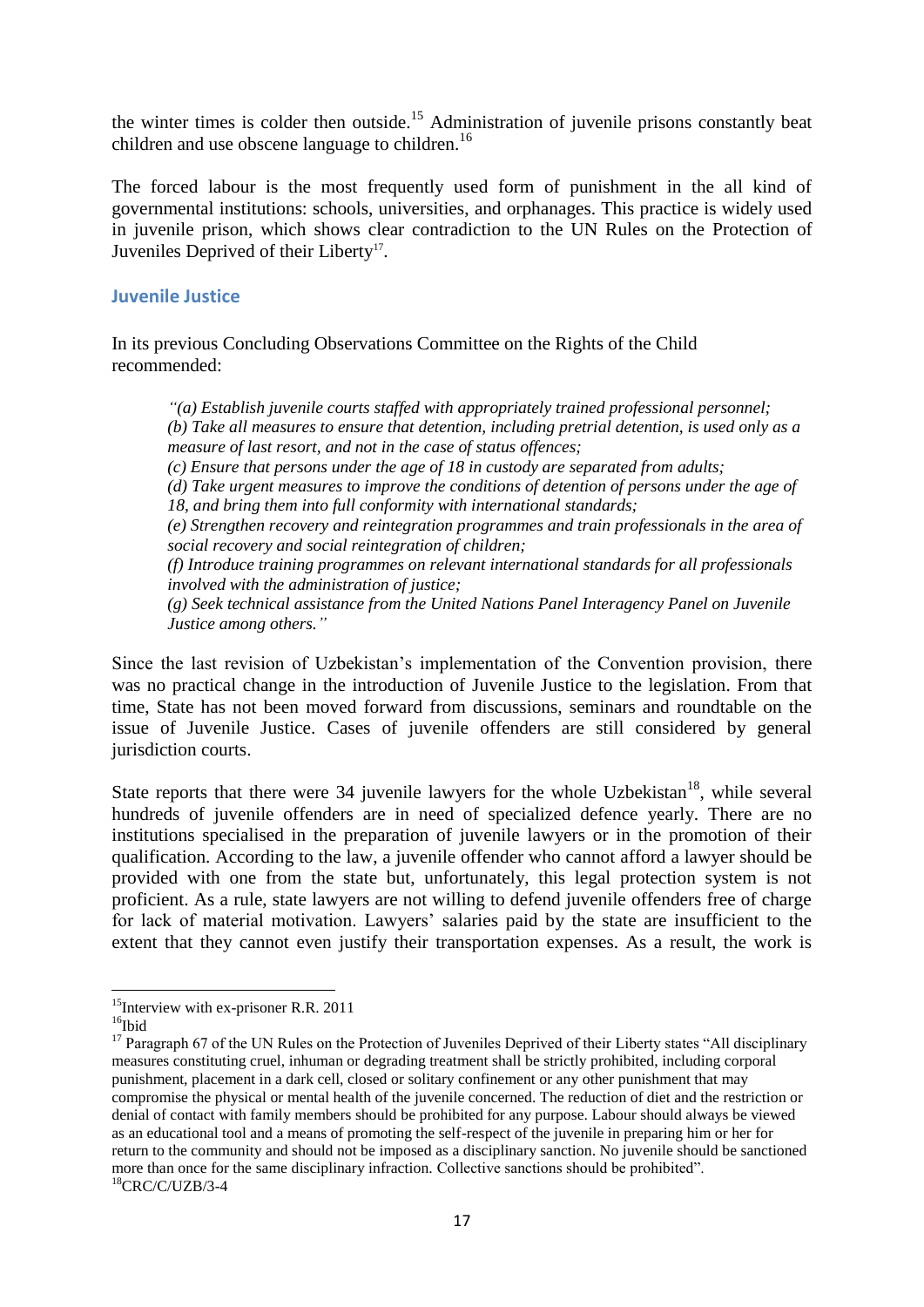the winter times is colder then outside.[15] Administration of juvenile prisons constantly beat children and use obscene language to children.[16]

The forced labour is the most frequently used form of punishment in the all kind of governmental institutions: schools, universities, and orphanages. This practice is widely used in juvenile prison, which shows clear contradiction to the UN Rules on the Protection of Juveniles Deprived of their Liberty[17].

## Juvenile Justice

In its previous Concluding Observations Committee on the Rights of the Child recommended:

> *"(a) Establish juvenile courts staffed with appropriately trained professional personnel;*
> *(b) Take all measures to ensure that detention, including pretrial detention, is used only as a measure of last resort, and not in the case of status offences;*
> *(c) Ensure that persons under the age of 18 in custody are separated from adults;*
> *(d) Take urgent measures to improve the conditions of detention of persons under the age of 18, and bring them into full conformity with international standards;*
> *(e) Strengthen recovery and reintegration programmes and train professionals in the area of social recovery and social reintegration of children;*
> *(f) Introduce training programmes on relevant international standards for all professionals involved with the administration of justice;*
> *(g) Seek technical assistance from the United Nations Panel Interagency Panel on Juvenile Justice among others."*

Since the last revision of Uzbekistan's implementation of the Convention provision, there was no practical change in the introduction of Juvenile Justice to the legislation. From that time, State has not been moved forward from discussions, seminars and roundtable on the issue of Juvenile Justice. Cases of juvenile offenders are still considered by general jurisdiction courts.

State reports that there were 34 juvenile lawyers for the whole Uzbekistan[18], while several hundreds of juvenile offenders are in need of specialized defence yearly. There are no institutions specialised in the preparation of juvenile lawyers or in the promotion of their qualification. According to the law, a juvenile offender who cannot afford a lawyer should be provided with one from the state but, unfortunately, this legal protection system is not proficient. As a rule, state lawyers are not willing to defend juvenile offenders free of charge for lack of material motivation. Lawyers' salaries paid by the state are insufficient to the extent that they cannot even justify their transportation expenses. As a result, the work is

---

[15] Interview with ex-prisoner R.R. 2011

[16] Ibid

[17] Paragraph 67 of the UN Rules on the Protection of Juveniles Deprived of their Liberty states "All disciplinary measures constituting cruel, inhuman or degrading treatment shall be strictly prohibited, including corporal punishment, placement in a dark cell, closed or solitary confinement or any other punishment that may compromise the physical or mental health of the juvenile concerned. The reduction of diet and the restriction or denial of contact with family members should be prohibited for any purpose. Labour should always be viewed as an educational tool and a means of promoting the self-respect of the juvenile in preparing him or her for return to the community and should not be imposed as a disciplinary sanction. No juvenile should be sanctioned more than once for the same disciplinary infraction. Collective sanctions should be prohibited".

[18] CRC/C/UZB/3-4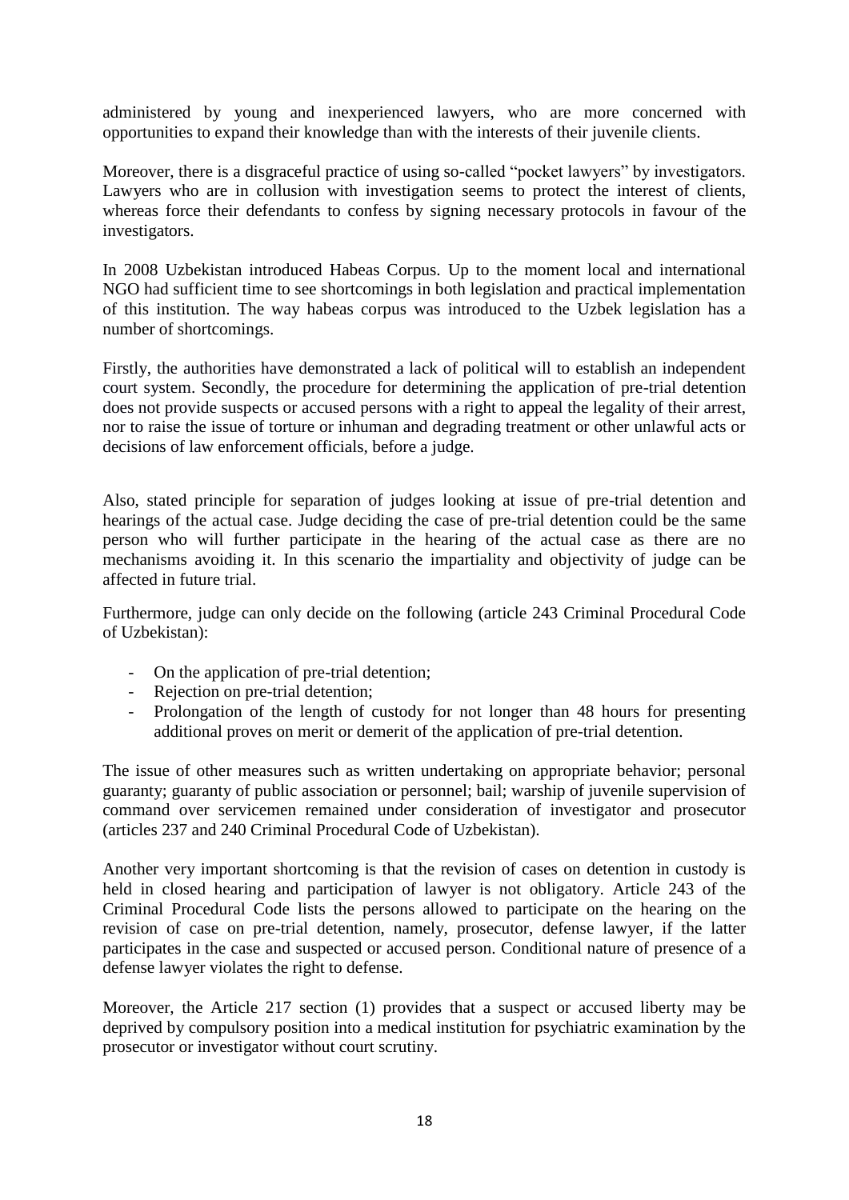administered by young and inexperienced lawyers, who are more concerned with opportunities to expand their knowledge than with the interests of their juvenile clients.

Moreover, there is a disgraceful practice of using so-called "pocket lawyers" by investigators. Lawyers who are in collusion with investigation seems to protect the interest of clients, whereas force their defendants to confess by signing necessary protocols in favour of the investigators.

In 2008 Uzbekistan introduced Habeas Corpus. Up to the moment local and international NGO had sufficient time to see shortcomings in both legislation and practical implementation of this institution. The way habeas corpus was introduced to the Uzbek legislation has a number of shortcomings.

Firstly, the authorities have demonstrated a lack of political will to establish an independent court system. Secondly, the procedure for determining the application of pre-trial detention does not provide suspects or accused persons with a right to appeal the legality of their arrest, nor to raise the issue of torture or inhuman and degrading treatment or other unlawful acts or decisions of law enforcement officials, before a judge.

Also, stated principle for separation of judges looking at issue of pre-trial detention and hearings of the actual case. Judge deciding the case of pre-trial detention could be the same person who will further participate in the hearing of the actual case as there are no mechanisms avoiding it. In this scenario the impartiality and objectivity of judge can be affected in future trial.

Furthermore, judge can only decide on the following (article 243 Criminal Procedural Code of Uzbekistan):

- On the application of pre-trial detention;
- Rejection on pre-trial detention;
- Prolongation of the length of custody for not longer than 48 hours for presenting additional proves on merit or demerit of the application of pre-trial detention.

The issue of other measures such as written undertaking on appropriate behavior; personal guaranty; guaranty of public association or personnel; bail; warship of juvenile supervision of command over servicemen remained under consideration of investigator and prosecutor (articles 237 and 240 Criminal Procedural Code of Uzbekistan).

Another very important shortcoming is that the revision of cases on detention in custody is held in closed hearing and participation of lawyer is not obligatory. Article 243 of the Criminal Procedural Code lists the persons allowed to participate on the hearing on the revision of case on pre-trial detention, namely, prosecutor, defense lawyer, if the latter participates in the case and suspected or accused person. Conditional nature of presence of a defense lawyer violates the right to defense.

Moreover, the Article 217 section (1) provides that a suspect or accused liberty may be deprived by compulsory position into a medical institution for psychiatric examination by the prosecutor or investigator without court scrutiny.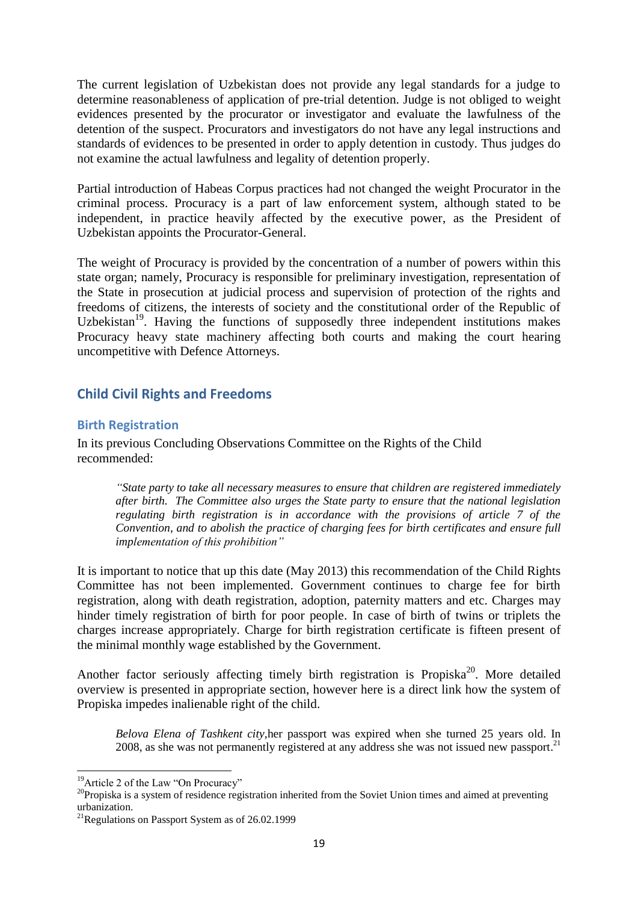The current legislation of Uzbekistan does not provide any legal standards for a judge to determine reasonableness of application of pre-trial detention. Judge is not obliged to weight evidences presented by the procurator or investigator and evaluate the lawfulness of the detention of the suspect. Procurators and investigators do not have any legal instructions and standards of evidences to be presented in order to apply detention in custody. Thus judges do not examine the actual lawfulness and legality of detention properly.

Partial introduction of Habeas Corpus practices had not changed the weight Procurator in the criminal process. Procuracy is a part of law enforcement system, although stated to be independent, in practice heavily affected by the executive power, as the President of Uzbekistan appoints the Procurator-General.

The weight of Procuracy is provided by the concentration of a number of powers within this state organ; namely, Procuracy is responsible for preliminary investigation, representation of the State in prosecution at judicial process and supervision of protection of the rights and freedoms of citizens, the interests of society and the constitutional order of the Republic of Uzbekistan[19]. Having the functions of supposedly three independent institutions makes Procuracy heavy state machinery affecting both courts and making the court hearing uncompetitive with Defence Attorneys.

## Child Civil Rights and Freedoms

### Birth Registration

In its previous Concluding Observations Committee on the Rights of the Child recommended:

> *"State party to take all necessary measures to ensure that children are registered immediately after birth. The Committee also urges the State party to ensure that the national legislation regulating birth registration is in accordance with the provisions of article 7 of the Convention, and to abolish the practice of charging fees for birth certificates and ensure full implementation of this prohibition"*

It is important to notice that up this date (May 2013) this recommendation of the Child Rights Committee has not been implemented. Government continues to charge fee for birth registration, along with death registration, adoption, paternity matters and etc. Charges may hinder timely registration of birth for poor people. In case of birth of twins or triplets the charges increase appropriately. Charge for birth registration certificate is fifteen present of the minimal monthly wage established by the Government.

Another factor seriously affecting timely birth registration is Propiska[20]. More detailed overview is presented in appropriate section, however here is a direct link how the system of Propiska impedes inalienable right of the child.

> *Belova Elena of Tashkent city*,her passport was expired when she turned 25 years old. In 2008, as she was not permanently registered at any address she was not issued new passport.[21]

[19] Article 2 of the Law "On Procuracy"

[20] Propiska is a system of residence registration inherited from the Soviet Union times and aimed at preventing urbanization.

[21] Regulations on Passport System as of 26.02.1999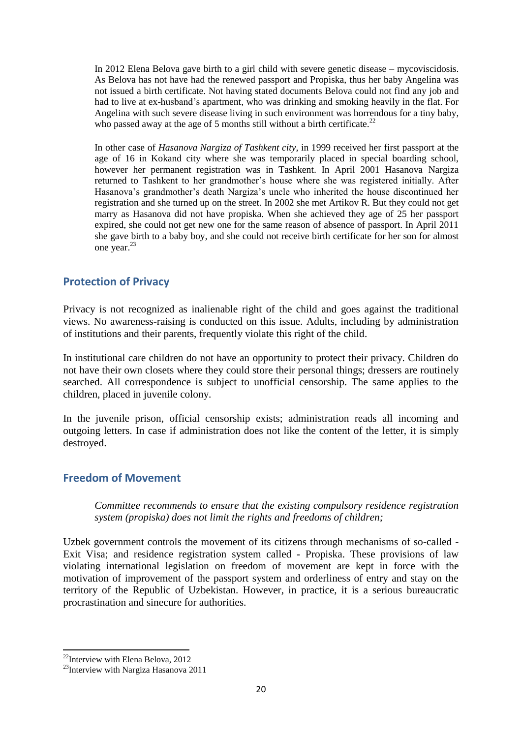In 2012 Elena Belova gave birth to a girl child with severe genetic disease – mycoviscidosis. As Belova has not have had the renewed passport and Propiska, thus her baby Angelina was not issued a birth certificate. Not having stated documents Belova could not find any job and had to live at ex-husband's apartment, who was drinking and smoking heavily in the flat. For Angelina with such severe disease living in such environment was horrendous for a tiny baby, who passed away at the age of 5 months still without a birth certificate.[22]

In other case of *Hasanova Nargiza of Tashkent city*, in 1999 received her first passport at the age of 16 in Kokand city where she was temporarily placed in special boarding school, however her permanent registration was in Tashkent. In April 2001 Hasanova Nargiza returned to Tashkent to her grandmother's house where she was registered initially. After Hasanova's grandmother's death Nargiza's uncle who inherited the house discontinued her registration and she turned up on the street. In 2002 she met Artikov R. But they could not get marry as Hasanova did not have propiska. When she achieved they age of 25 her passport expired, she could not get new one for the same reason of absence of passport. In April 2011 she gave birth to a baby boy, and she could not receive birth certificate for her son for almost one year.[23]

## Protection of Privacy

Privacy is not recognized as inalienable right of the child and goes against the traditional views. No awareness-raising is conducted on this issue. Adults, including by administration of institutions and their parents, frequently violate this right of the child.

In institutional care children do not have an opportunity to protect their privacy. Children do not have their own closets where they could store their personal things; dressers are routinely searched. All correspondence is subject to unofficial censorship. The same applies to the children, placed in juvenile colony.

In the juvenile prison, official censorship exists; administration reads all incoming and outgoing letters. In case if administration does not like the content of the letter, it is simply destroyed.

## Freedom of Movement

*Committee recommends to ensure that the existing compulsory residence registration system (propiska) does not limit the rights and freedoms of children;*

Uzbek government controls the movement of its citizens through mechanisms of so-called - Exit Visa; and residence registration system called - Propiska. These provisions of law violating international legislation on freedom of movement are kept in force with the motivation of improvement of the passport system and orderliness of entry and stay on the territory of the Republic of Uzbekistan. However, in practice, it is a serious bureaucratic procrastination and sinecure for authorities.

---

[22] Interview with Elena Belova, 2012

[23] Interview with Nargiza Hasanova 2011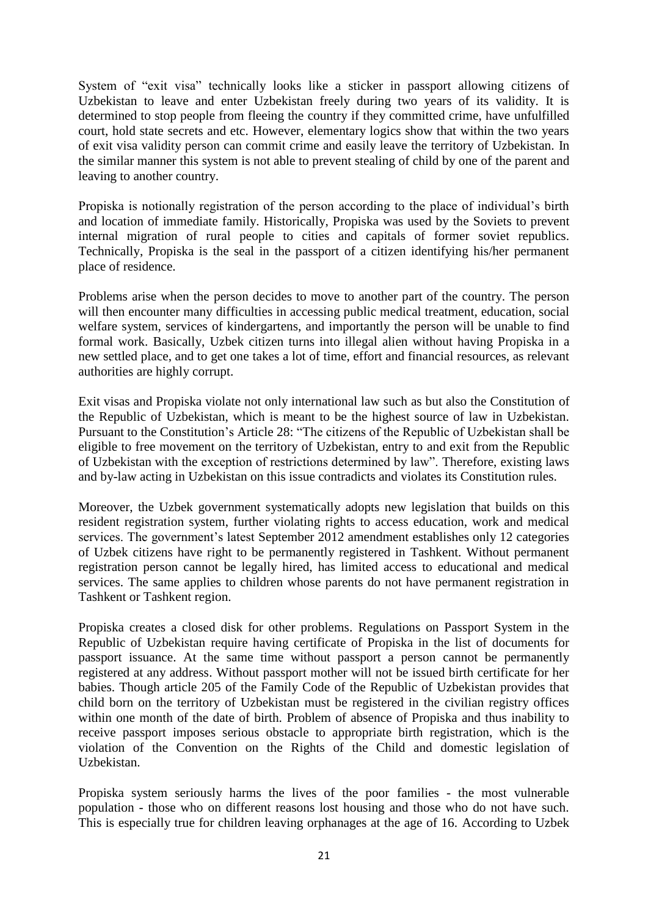System of "exit visa" technically looks like a sticker in passport allowing citizens of Uzbekistan to leave and enter Uzbekistan freely during two years of its validity. It is determined to stop people from fleeing the country if they committed crime, have unfulfilled court, hold state secrets and etc. However, elementary logics show that within the two years of exit visa validity person can commit crime and easily leave the territory of Uzbekistan. In the similar manner this system is not able to prevent stealing of child by one of the parent and leaving to another country.

Propiska is notionally registration of the person according to the place of individual's birth and location of immediate family. Historically, Propiska was used by the Soviets to prevent internal migration of rural people to cities and capitals of former soviet republics. Technically, Propiska is the seal in the passport of a citizen identifying his/her permanent place of residence.

Problems arise when the person decides to move to another part of the country. The person will then encounter many difficulties in accessing public medical treatment, education, social welfare system, services of kindergartens, and importantly the person will be unable to find formal work. Basically, Uzbek citizen turns into illegal alien without having Propiska in a new settled place, and to get one takes a lot of time, effort and financial resources, as relevant authorities are highly corrupt.

Exit visas and Propiska violate not only international law such as but also the Constitution of the Republic of Uzbekistan, which is meant to be the highest source of law in Uzbekistan. Pursuant to the Constitution's Article 28: "The citizens of the Republic of Uzbekistan shall be eligible to free movement on the territory of Uzbekistan, entry to and exit from the Republic of Uzbekistan with the exception of restrictions determined by law". Therefore, existing laws and by-law acting in Uzbekistan on this issue contradicts and violates its Constitution rules.

Moreover, the Uzbek government systematically adopts new legislation that builds on this resident registration system, further violating rights to access education, work and medical services. The government's latest September 2012 amendment establishes only 12 categories of Uzbek citizens have right to be permanently registered in Tashkent. Without permanent registration person cannot be legally hired, has limited access to educational and medical services. The same applies to children whose parents do not have permanent registration in Tashkent or Tashkent region.

Propiska creates a closed disk for other problems. Regulations on Passport System in the Republic of Uzbekistan require having certificate of Propiska in the list of documents for passport issuance. At the same time without passport a person cannot be permanently registered at any address. Without passport mother will not be issued birth certificate for her babies. Though article 205 of the Family Code of the Republic of Uzbekistan provides that child born on the territory of Uzbekistan must be registered in the civilian registry offices within one month of the date of birth. Problem of absence of Propiska and thus inability to receive passport imposes serious obstacle to appropriate birth registration, which is the violation of the Convention on the Rights of the Child and domestic legislation of Uzbekistan.

Propiska system seriously harms the lives of the poor families - the most vulnerable population - those who on different reasons lost housing and those who do not have such. This is especially true for children leaving orphanages at the age of 16. According to Uzbek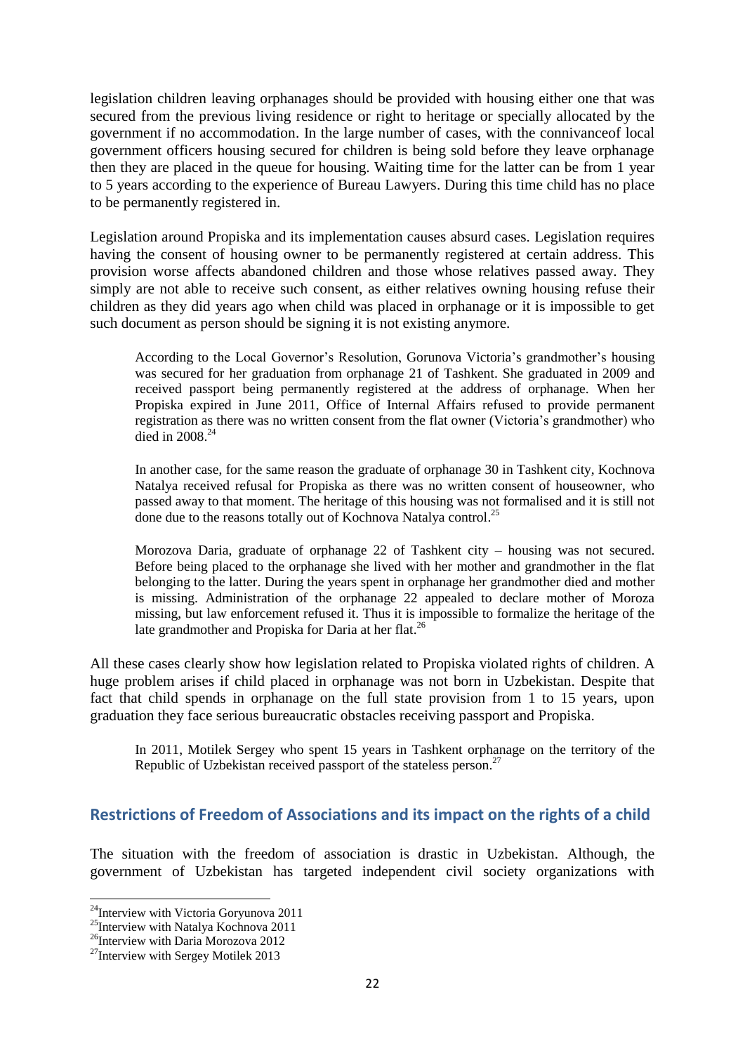legislation children leaving orphanages should be provided with housing either one that was secured from the previous living residence or right to heritage or specially allocated by the government if no accommodation. In the large number of cases, with the connivanceof local government officers housing secured for children is being sold before they leave orphanage then they are placed in the queue for housing. Waiting time for the latter can be from 1 year to 5 years according to the experience of Bureau Lawyers. During this time child has no place to be permanently registered in.

Legislation around Propiska and its implementation causes absurd cases. Legislation requires having the consent of housing owner to be permanently registered at certain address. This provision worse affects abandoned children and those whose relatives passed away. They simply are not able to receive such consent, as either relatives owning housing refuse their children as they did years ago when child was placed in orphanage or it is impossible to get such document as person should be signing it is not existing anymore.

> According to the Local Governor's Resolution, Gorunova Victoria's grandmother's housing was secured for her graduation from orphanage 21 of Tashkent. She graduated in 2009 and received passport being permanently registered at the address of orphanage. When her Propiska expired in June 2011, Office of Internal Affairs refused to provide permanent registration as there was no written consent from the flat owner (Victoria's grandmother) who died in 2008.[24]
>
> In another case, for the same reason the graduate of orphanage 30 in Tashkent city, Kochnova Natalya received refusal for Propiska as there was no written consent of houseowner, who passed away to that moment. The heritage of this housing was not formalised and it is still not done due to the reasons totally out of Kochnova Natalya control.[25]
>
> Morozova Daria, graduate of orphanage 22 of Tashkent city – housing was not secured. Before being placed to the orphanage she lived with her mother and grandmother in the flat belonging to the latter. During the years spent in orphanage her grandmother died and mother is missing. Administration of the orphanage 22 appealed to declare mother of Moroza missing, but law enforcement refused it. Thus it is impossible to formalize the heritage of the late grandmother and Propiska for Daria at her flat.[26]

All these cases clearly show how legislation related to Propiska violated rights of children. A huge problem arises if child placed in orphanage was not born in Uzbekistan. Despite that fact that child spends in orphanage on the full state provision from 1 to 15 years, upon graduation they face serious bureaucratic obstacles receiving passport and Propiska.

> In 2011, Motilek Sergey who spent 15 years in Tashkent orphanage on the territory of the Republic of Uzbekistan received passport of the stateless person.[27]

## Restrictions of Freedom of Associations and its impact on the rights of a child

The situation with the freedom of association is drastic in Uzbekistan. Although, the government of Uzbekistan has targeted independent civil society organizations with

---

[24] Interview with Victoria Goryunova 2011

[25] Interview with Natalya Kochnova 2011

[26] Interview with Daria Morozova 2012

[27] Interview with Sergey Motilek 2013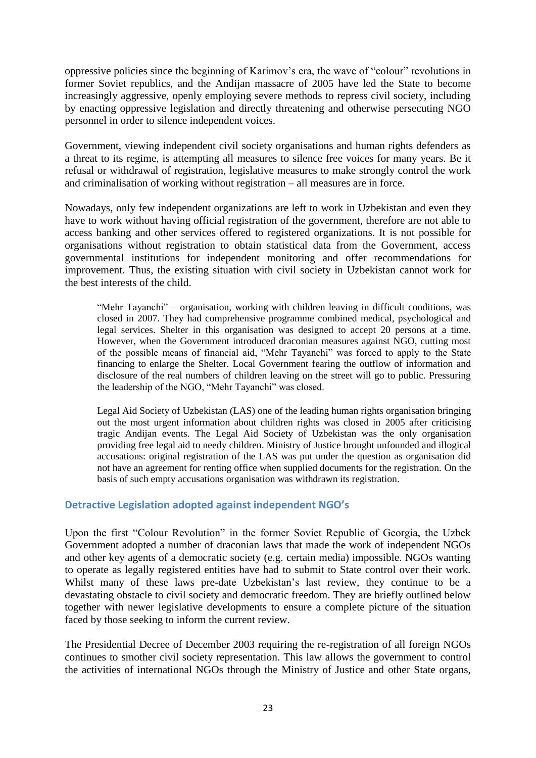oppressive policies since the beginning of Karimov's era, the wave of "colour" revolutions in former Soviet republics, and the Andijan massacre of 2005 have led the State to become increasingly aggressive, openly employing severe methods to repress civil society, including by enacting oppressive legislation and directly threatening and otherwise persecuting NGO personnel in order to silence independent voices.

Government, viewing independent civil society organisations and human rights defenders as a threat to its regime, is attempting all measures to silence free voices for many years. Be it refusal or withdrawal of registration, legislative measures to make strongly control the work and criminalisation of working without registration – all measures are in force.

Nowadays, only few independent organizations are left to work in Uzbekistan and even they have to work without having official registration of the government, therefore are not able to access banking and other services offered to registered organizations. It is not possible for organisations without registration to obtain statistical data from the Government, access governmental institutions for independent monitoring and offer recommendations for improvement. Thus, the existing situation with civil society in Uzbekistan cannot work for the best interests of the child.

> "Mehr Tayanchi" – organisation, working with children leaving in difficult conditions, was closed in 2007. They had comprehensive programme combined medical, psychological and legal services. Shelter in this organisation was designed to accept 20 persons at a time. However, when the Government introduced draconian measures against NGO, cutting most of the possible means of financial aid, "Mehr Tayanchi" was forced to apply to the State financing to enlarge the Shelter. Local Government fearing the outflow of information and disclosure of the real numbers of children leaving on the street will go to public. Pressuring the leadership of the NGO, "Mehr Tayanchi" was closed.
>
> Legal Aid Society of Uzbekistan (LAS) one of the leading human rights organisation bringing out the most urgent information about children rights was closed in 2005 after criticising tragic Andijan events. The Legal Aid Society of Uzbekistan was the only organisation providing free legal aid to needy children. Ministry of Justice brought unfounded and illogical accusations: original registration of the LAS was put under the question as organisation did not have an agreement for renting office when supplied documents for the registration. On the basis of such empty accusations organisation was withdrawn its registration.

## Detractive Legislation adopted against independent NGO's

Upon the first "Colour Revolution" in the former Soviet Republic of Georgia, the Uzbek Government adopted a number of draconian laws that made the work of independent NGOs and other key agents of a democratic society (e.g. certain media) impossible. NGOs wanting to operate as legally registered entities have had to submit to State control over their work. Whilst many of these laws pre-date Uzbekistan's last review, they continue to be a devastating obstacle to civil society and democratic freedom. They are briefly outlined below together with newer legislative developments to ensure a complete picture of the situation faced by those seeking to inform the current review.

The Presidential Decree of December 2003 requiring the re-registration of all foreign NGOs continues to smother civil society representation. This law allows the government to control the activities of international NGOs through the Ministry of Justice and other State organs,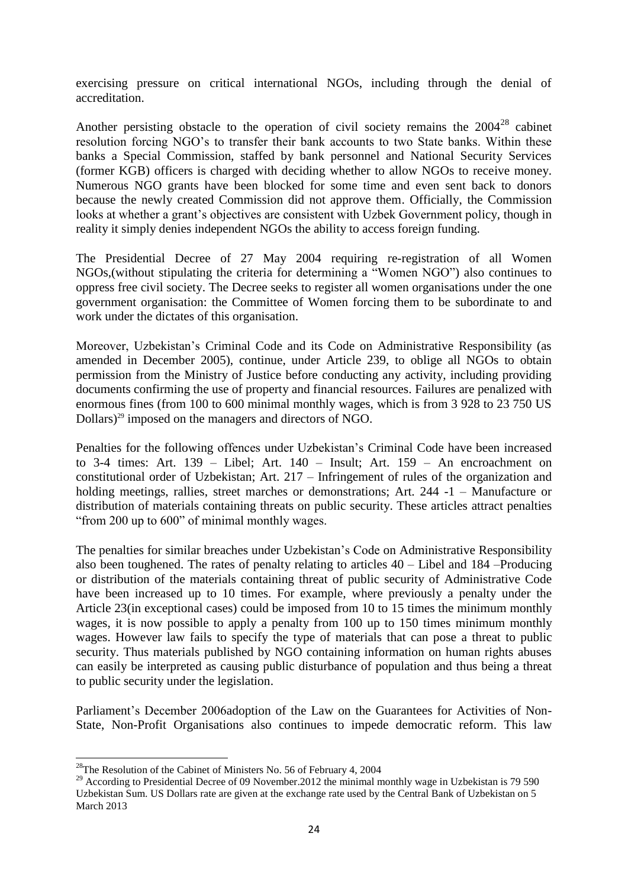exercising pressure on critical international NGOs, including through the denial of accreditation.

Another persisting obstacle to the operation of civil society remains the 2004[28] cabinet resolution forcing NGO's to transfer their bank accounts to two State banks. Within these banks a Special Commission, staffed by bank personnel and National Security Services (former KGB) officers is charged with deciding whether to allow NGOs to receive money. Numerous NGO grants have been blocked for some time and even sent back to donors because the newly created Commission did not approve them. Officially, the Commission looks at whether a grant's objectives are consistent with Uzbek Government policy, though in reality it simply denies independent NGOs the ability to access foreign funding.

The Presidential Decree of 27 May 2004 requiring re-registration of all Women NGOs,(without stipulating the criteria for determining a "Women NGO") also continues to oppress free civil society. The Decree seeks to register all women organisations under the one government organisation: the Committee of Women forcing them to be subordinate to and work under the dictates of this organisation.

Moreover, Uzbekistan's Criminal Code and its Code on Administrative Responsibility (as amended in December 2005), continue, under Article 239, to oblige all NGOs to obtain permission from the Ministry of Justice before conducting any activity, including providing documents confirming the use of property and financial resources. Failures are penalized with enormous fines (from 100 to 600 minimal monthly wages, which is from 3 928 to 23 750 US Dollars)[29] imposed on the managers and directors of NGO.

Penalties for the following offences under Uzbekistan's Criminal Code have been increased to 3-4 times: Art. 139 – Libel; Art. 140 – Insult; Art. 159 – An encroachment on constitutional order of Uzbekistan; Art. 217 – Infringement of rules of the organization and holding meetings, rallies, street marches or demonstrations; Art. 244 -1 – Manufacture or distribution of materials containing threats on public security. These articles attract penalties "from 200 up to 600" of minimal monthly wages.

The penalties for similar breaches under Uzbekistan's Code on Administrative Responsibility also been toughened. The rates of penalty relating to articles 40 – Libel and 184 –Producing or distribution of the materials containing threat of public security of Administrative Code have been increased up to 10 times. For example, where previously a penalty under the Article 23(in exceptional cases) could be imposed from 10 to 15 times the minimum monthly wages, it is now possible to apply a penalty from 100 up to 150 times minimum monthly wages. However law fails to specify the type of materials that can pose a threat to public security. Thus materials published by NGO containing information on human rights abuses can easily be interpreted as causing public disturbance of population and thus being a threat to public security under the legislation.

Parliament's December 2006adoption of the Law on the Guarantees for Activities of Non-State, Non-Profit Organisations also continues to impede democratic reform. This law

---

[28] The Resolution of the Cabinet of Ministers No. 56 of February 4, 2004

[29] According to Presidential Decree of 09 November.2012 the minimal monthly wage in Uzbekistan is 79 590 Uzbekistan Sum. US Dollars rate are given at the exchange rate used by the Central Bank of Uzbekistan on 5 March 2013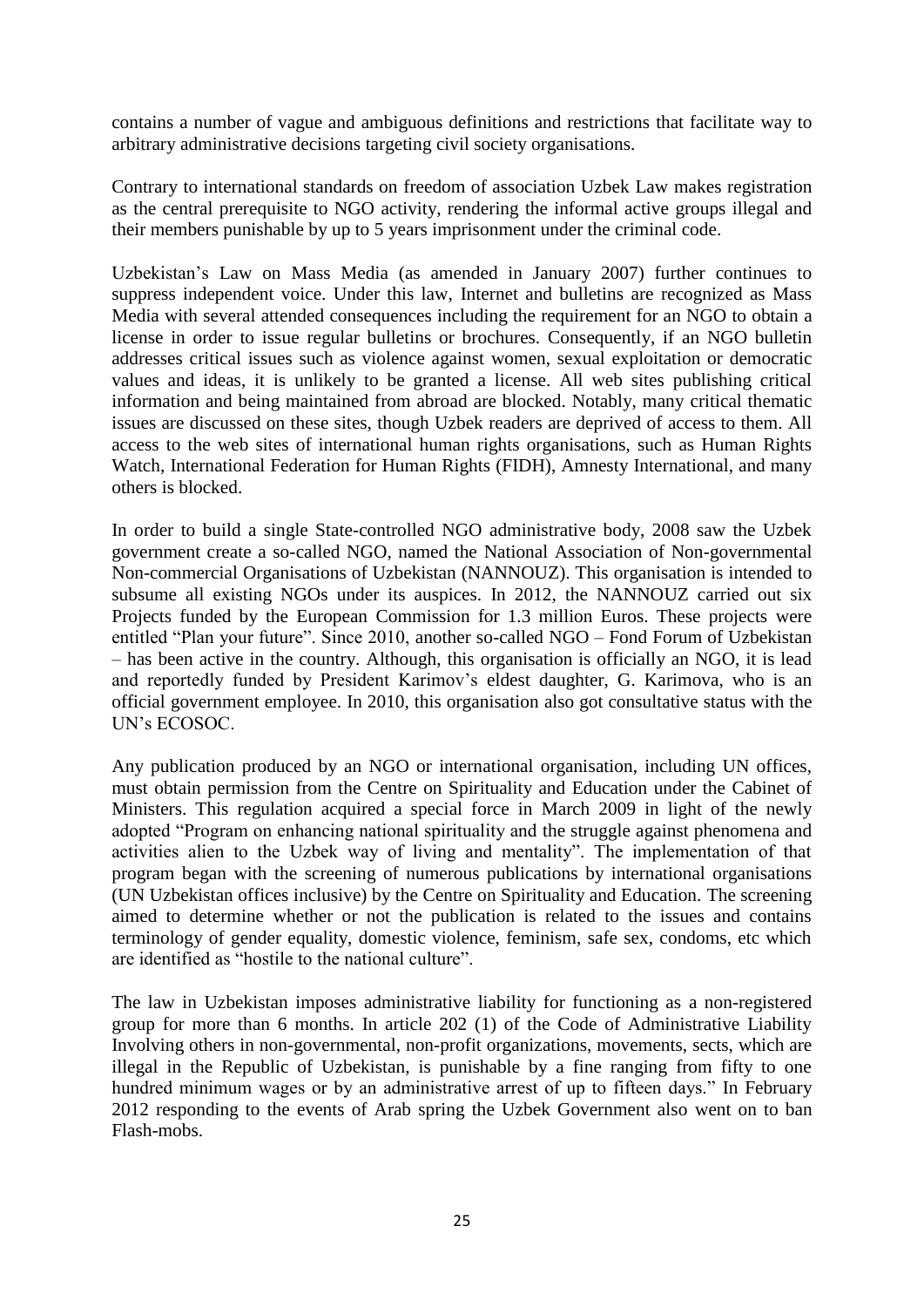contains a number of vague and ambiguous definitions and restrictions that facilitate way to arbitrary administrative decisions targeting civil society organisations.

Contrary to international standards on freedom of association Uzbek Law makes registration as the central prerequisite to NGO activity, rendering the informal active groups illegal and their members punishable by up to 5 years imprisonment under the criminal code.

Uzbekistan's Law on Mass Media (as amended in January 2007) further continues to suppress independent voice. Under this law, Internet and bulletins are recognized as Mass Media with several attended consequences including the requirement for an NGO to obtain a license in order to issue regular bulletins or brochures. Consequently, if an NGO bulletin addresses critical issues such as violence against women, sexual exploitation or democratic values and ideas, it is unlikely to be granted a license. All web sites publishing critical information and being maintained from abroad are blocked. Notably, many critical thematic issues are discussed on these sites, though Uzbek readers are deprived of access to them. All access to the web sites of international human rights organisations, such as Human Rights Watch, International Federation for Human Rights (FIDH), Amnesty International, and many others is blocked.

In order to build a single State-controlled NGO administrative body, 2008 saw the Uzbek government create a so-called NGO, named the National Association of Non-governmental Non-commercial Organisations of Uzbekistan (NANNOUZ). This organisation is intended to subsume all existing NGOs under its auspices. In 2012, the NANNOUZ carried out six Projects funded by the European Commission for 1.3 million Euros. These projects were entitled "Plan your future". Since 2010, another so-called NGO – Fond Forum of Uzbekistan – has been active in the country. Although, this organisation is officially an NGO, it is lead and reportedly funded by President Karimov's eldest daughter, G. Karimova, who is an official government employee. In 2010, this organisation also got consultative status with the UN's ECOSOC.

Any publication produced by an NGO or international organisation, including UN offices, must obtain permission from the Centre on Spirituality and Education under the Cabinet of Ministers. This regulation acquired a special force in March 2009 in light of the newly adopted "Program on enhancing national spirituality and the struggle against phenomena and activities alien to the Uzbek way of living and mentality". The implementation of that program began with the screening of numerous publications by international organisations (UN Uzbekistan offices inclusive) by the Centre on Spirituality and Education. The screening aimed to determine whether or not the publication is related to the issues and contains terminology of gender equality, domestic violence, feminism, safe sex, condoms, etc which are identified as "hostile to the national culture".

The law in Uzbekistan imposes administrative liability for functioning as a non-registered group for more than 6 months. In article 202 (1) of the Code of Administrative Liability Involving others in non-governmental, non-profit organizations, movements, sects, which are illegal in the Republic of Uzbekistan, is punishable by a fine ranging from fifty to one hundred minimum wages or by an administrative arrest of up to fifteen days." In February 2012 responding to the events of Arab spring the Uzbek Government also went on to ban Flash-mobs.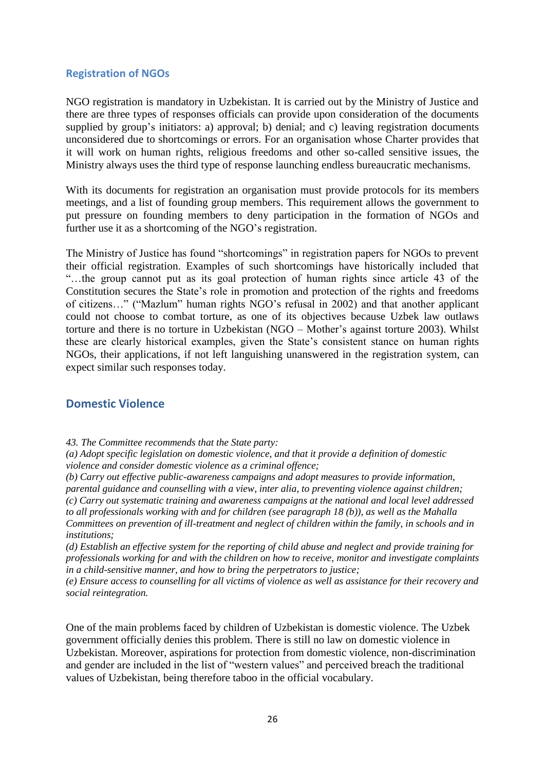## Registration of NGOs

NGO registration is mandatory in Uzbekistan. It is carried out by the Ministry of Justice and there are three types of responses officials can provide upon consideration of the documents supplied by group's initiators: a) approval; b) denial; and c) leaving registration documents unconsidered due to shortcomings or errors. For an organisation whose Charter provides that it will work on human rights, religious freedoms and other so-called sensitive issues, the Ministry always uses the third type of response launching endless bureaucratic mechanisms.

With its documents for registration an organisation must provide protocols for its members meetings, and a list of founding group members. This requirement allows the government to put pressure on founding members to deny participation in the formation of NGOs and further use it as a shortcoming of the NGO's registration.

The Ministry of Justice has found "shortcomings" in registration papers for NGOs to prevent their official registration. Examples of such shortcomings have historically included that "…the group cannot put as its goal protection of human rights since article 43 of the Constitution secures the State's role in promotion and protection of the rights and freedoms of citizens…" ("Mazlum" human rights NGO's refusal in 2002) and that another applicant could not choose to combat torture, as one of its objectives because Uzbek law outlaws torture and there is no torture in Uzbekistan (NGO – Mother's against torture 2003). Whilst these are clearly historical examples, given the State's consistent stance on human rights NGOs, their applications, if not left languishing unanswered in the registration system, can expect similar such responses today.

## Domestic Violence

*43. The Committee recommends that the State party:*
*(a) Adopt specific legislation on domestic violence, and that it provide a definition of domestic violence and consider domestic violence as a criminal offence;*
*(b) Carry out effective public-awareness campaigns and adopt measures to provide information, parental guidance and counselling with a view, inter alia, to preventing violence against children;*
*(c) Carry out systematic training and awareness campaigns at the national and local level addressed to all professionals working with and for children (see paragraph 18 (b)), as well as the Mahalla Committees on prevention of ill-treatment and neglect of children within the family, in schools and in institutions;*
*(d) Establish an effective system for the reporting of child abuse and neglect and provide training for professionals working for and with the children on how to receive, monitor and investigate complaints in a child-sensitive manner, and how to bring the perpetrators to justice;*
*(e) Ensure access to counselling for all victims of violence as well as assistance for their recovery and social reintegration.*

One of the main problems faced by children of Uzbekistan is domestic violence. The Uzbek government officially denies this problem. There is still no law on domestic violence in Uzbekistan. Moreover, aspirations for protection from domestic violence, non-discrimination and gender are included in the list of "western values" and perceived breach the traditional values of Uzbekistan, being therefore taboo in the official vocabulary.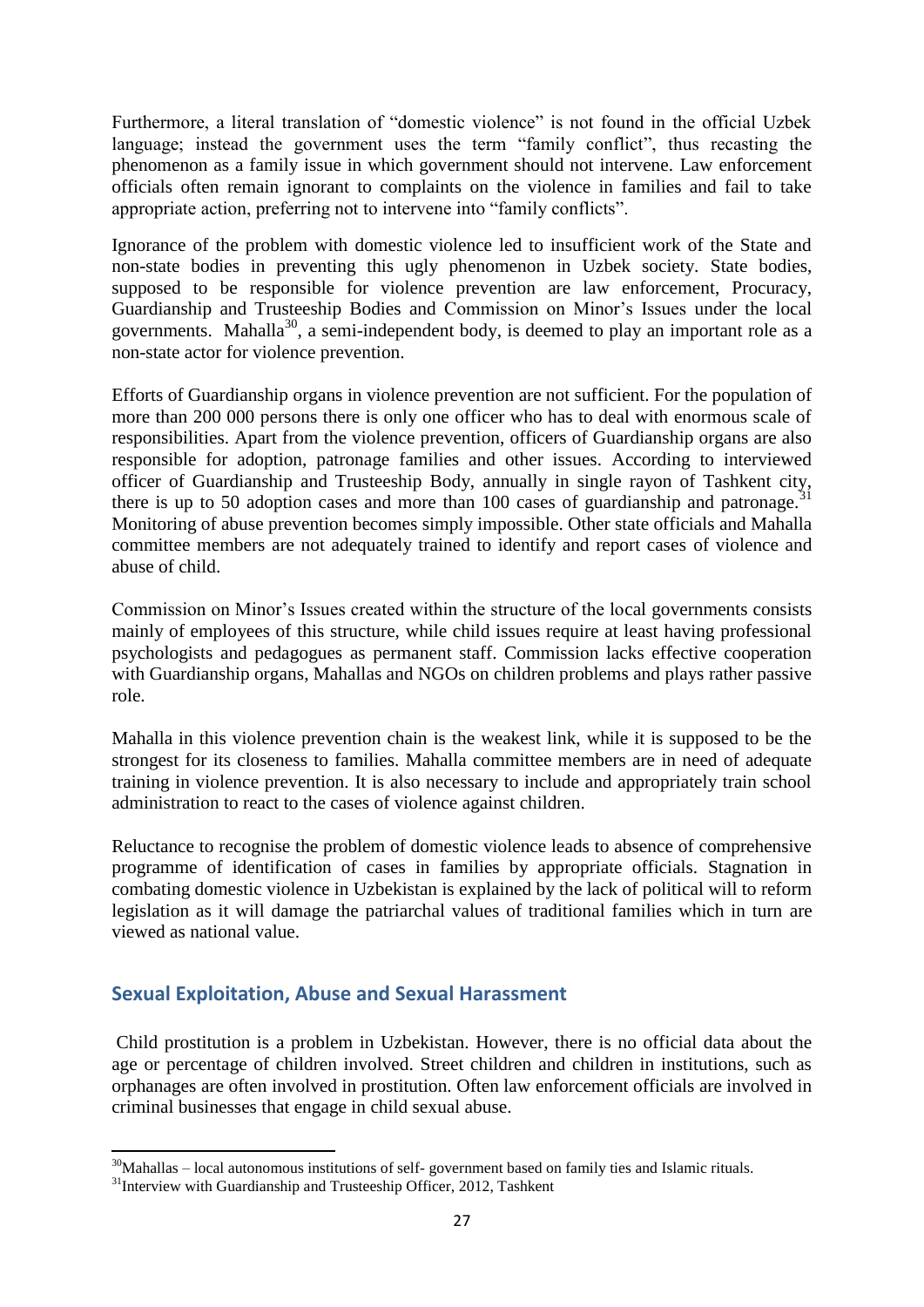Furthermore, a literal translation of "domestic violence" is not found in the official Uzbek language; instead the government uses the term "family conflict", thus recasting the phenomenon as a family issue in which government should not intervene. Law enforcement officials often remain ignorant to complaints on the violence in families and fail to take appropriate action, preferring not to intervene into "family conflicts".

Ignorance of the problem with domestic violence led to insufficient work of the State and non-state bodies in preventing this ugly phenomenon in Uzbek society. State bodies, supposed to be responsible for violence prevention are law enforcement, Procuracy, Guardianship and Trusteeship Bodies and Commission on Minor's Issues under the local governments. Mahalla[30], a semi-independent body, is deemed to play an important role as a non-state actor for violence prevention.

Efforts of Guardianship organs in violence prevention are not sufficient. For the population of more than 200 000 persons there is only one officer who has to deal with enormous scale of responsibilities. Apart from the violence prevention, officers of Guardianship organs are also responsible for adoption, patronage families and other issues. According to interviewed officer of Guardianship and Trusteeship Body, annually in single rayon of Tashkent city, there is up to 50 adoption cases and more than 100 cases of guardianship and patronage.[31] Monitoring of abuse prevention becomes simply impossible. Other state officials and Mahalla committee members are not adequately trained to identify and report cases of violence and abuse of child.

Commission on Minor's Issues created within the structure of the local governments consists mainly of employees of this structure, while child issues require at least having professional psychologists and pedagogues as permanent staff. Commission lacks effective cooperation with Guardianship organs, Mahallas and NGOs on children problems and plays rather passive role.

Mahalla in this violence prevention chain is the weakest link, while it is supposed to be the strongest for its closeness to families. Mahalla committee members are in need of adequate training in violence prevention. It is also necessary to include and appropriately train school administration to react to the cases of violence against children.

Reluctance to recognise the problem of domestic violence leads to absence of comprehensive programme of identification of cases in families by appropriate officials. Stagnation in combating domestic violence in Uzbekistan is explained by the lack of political will to reform legislation as it will damage the patriarchal values of traditional families which in turn are viewed as national value.

## Sexual Exploitation, Abuse and Sexual Harassment

Child prostitution is a problem in Uzbekistan. However, there is no official data about the age or percentage of children involved. Street children and children in institutions, such as orphanages are often involved in prostitution. Often law enforcement officials are involved in criminal businesses that engage in child sexual abuse.

---

[30] Mahallas – local autonomous institutions of self- government based on family ties and Islamic rituals.

[31] Interview with Guardianship and Trusteeship Officer, 2012, Tashkent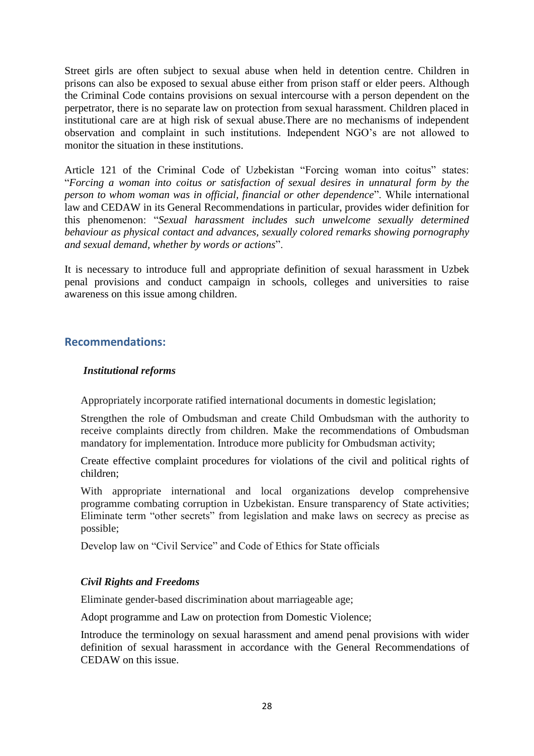Street girls are often subject to sexual abuse when held in detention centre. Children in prisons can also be exposed to sexual abuse either from prison staff or elder peers. Although the Criminal Code contains provisions on sexual intercourse with a person dependent on the perpetrator, there is no separate law on protection from sexual harassment. Children placed in institutional care are at high risk of sexual abuse.There are no mechanisms of independent observation and complaint in such institutions. Independent NGO's are not allowed to monitor the situation in these institutions.

Article 121 of the Criminal Code of Uzbekistan "Forcing woman into coitus" states: "*Forcing a woman into coitus or satisfaction of sexual desires in unnatural form by the person to whom woman was in official, financial or other dependence*". While international law and CEDAW in its General Recommendations in particular, provides wider definition for this phenomenon: "*Sexual harassment includes such unwelcome sexually determined behaviour as physical contact and advances, sexually colored remarks showing pornography and sexual demand, whether by words or actions*".

It is necessary to introduce full and appropriate definition of sexual harassment in Uzbek penal provisions and conduct campaign in schools, colleges and universities to raise awareness on this issue among children.

## Recommendations:

### *Institutional reforms*

Appropriately incorporate ratified international documents in domestic legislation;

Strengthen the role of Ombudsman and create Child Ombudsman with the authority to receive complaints directly from children. Make the recommendations of Ombudsman mandatory for implementation. Introduce more publicity for Ombudsman activity;

Create effective complaint procedures for violations of the civil and political rights of children;

With appropriate international and local organizations develop comprehensive programme combating corruption in Uzbekistan. Ensure transparency of State activities; Eliminate term "other secrets" from legislation and make laws on secrecy as precise as possible;

Develop law on "Civil Service" and Code of Ethics for State officials

### *Civil Rights and Freedoms*

Eliminate gender-based discrimination about marriageable age;

Adopt programme and Law on protection from Domestic Violence;

Introduce the terminology on sexual harassment and amend penal provisions with wider definition of sexual harassment in accordance with the General Recommendations of CEDAW on this issue.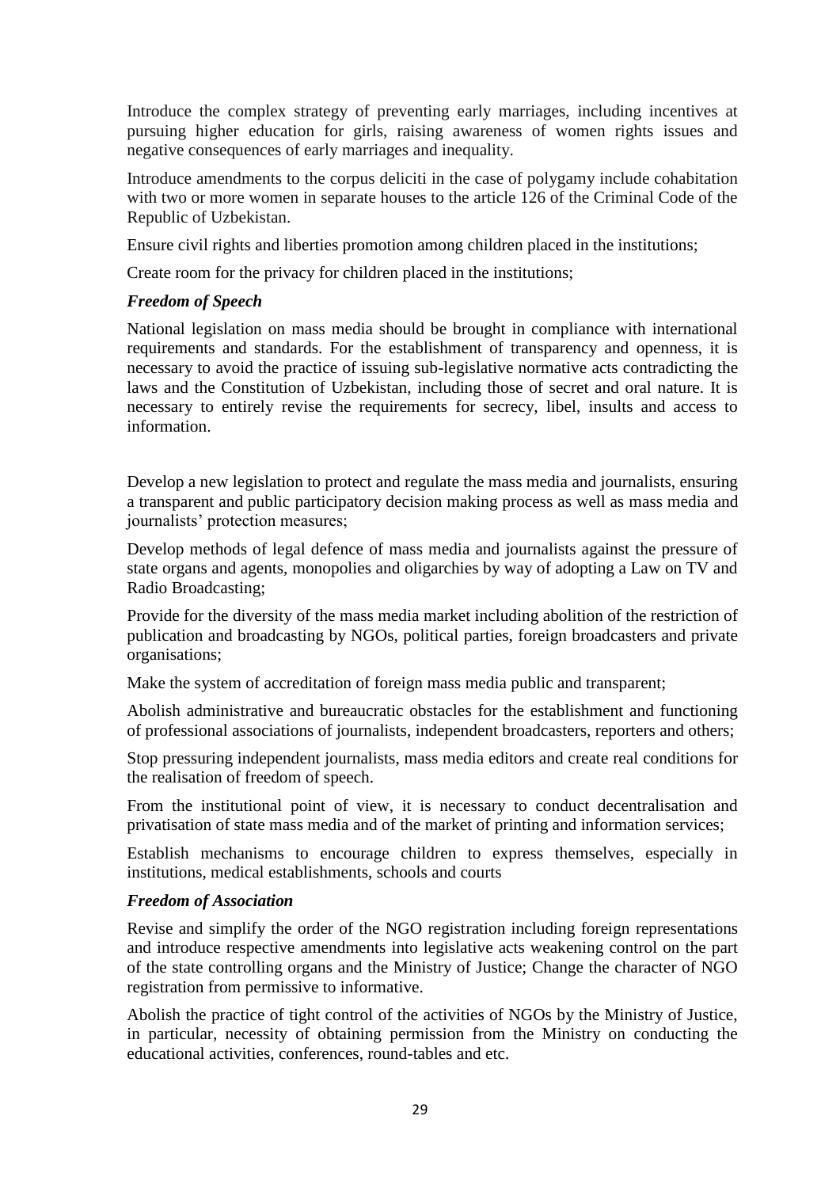Introduce the complex strategy of preventing early marriages, including incentives at pursuing higher education for girls, raising awareness of women rights issues and negative consequences of early marriages and inequality.

Introduce amendments to the corpus deliciti in the case of polygamy include cohabitation with two or more women in separate houses to the article 126 of the Criminal Code of the Republic of Uzbekistan.

Ensure civil rights and liberties promotion among children placed in the institutions;

Create room for the privacy for children placed in the institutions;

***Freedom of Speech***

National legislation on mass media should be brought in compliance with international requirements and standards. For the establishment of transparency and openness, it is necessary to avoid the practice of issuing sub-legislative normative acts contradicting the laws and the Constitution of Uzbekistan, including those of secret and oral nature. It is necessary to entirely revise the requirements for secrecy, libel, insults and access to information.

Develop a new legislation to protect and regulate the mass media and journalists, ensuring a transparent and public participatory decision making process as well as mass media and journalists' protection measures;

Develop methods of legal defence of mass media and journalists against the pressure of state organs and agents, monopolies and oligarchies by way of adopting a Law on TV and Radio Broadcasting;

Provide for the diversity of the mass media market including abolition of the restriction of publication and broadcasting by NGOs, political parties, foreign broadcasters and private organisations;

Make the system of accreditation of foreign mass media public and transparent;

Abolish administrative and bureaucratic obstacles for the establishment and functioning of professional associations of journalists, independent broadcasters, reporters and others;

Stop pressuring independent journalists, mass media editors and create real conditions for the realisation of freedom of speech.

From the institutional point of view, it is necessary to conduct decentralisation and privatisation of state mass media and of the market of printing and information services;

Establish mechanisms to encourage children to express themselves, especially in institutions, medical establishments, schools and courts

***Freedom of Association***

Revise and simplify the order of the NGO registration including foreign representations and introduce respective amendments into legislative acts weakening control on the part of the state controlling organs and the Ministry of Justice; Change the character of NGO registration from permissive to informative.

Abolish the practice of tight control of the activities of NGOs by the Ministry of Justice, in particular, necessity of obtaining permission from the Ministry on conducting the educational activities, conferences, round-tables and etc.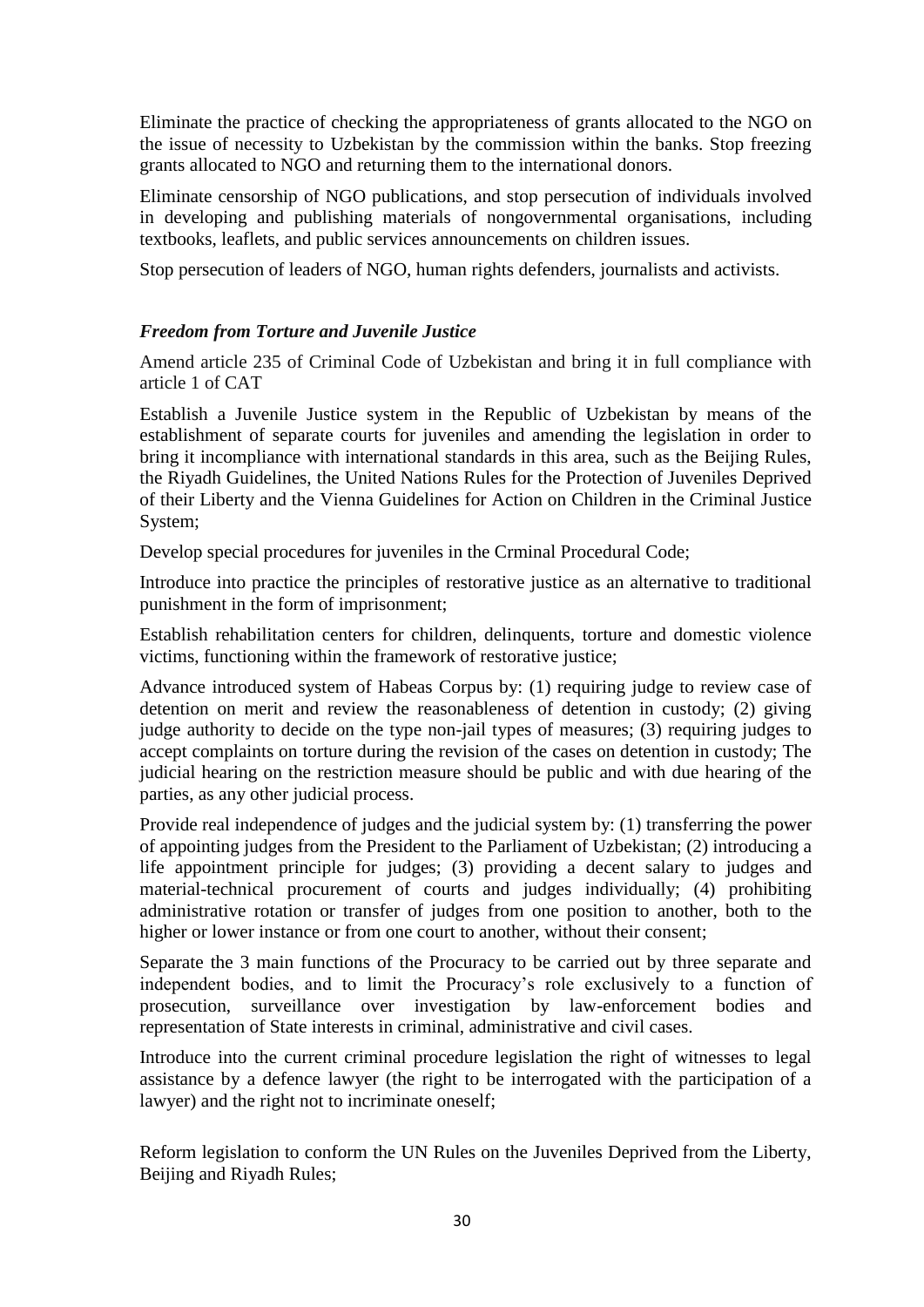Eliminate the practice of checking the appropriateness of grants allocated to the NGO on the issue of necessity to Uzbekistan by the commission within the banks. Stop freezing grants allocated to NGO and returning them to the international donors.

Eliminate censorship of NGO publications, and stop persecution of individuals involved in developing and publishing materials of nongovernmental organisations, including textbooks, leaflets, and public services announcements on children issues.

Stop persecution of leaders of NGO, human rights defenders, journalists and activists.

### *Freedom from Torture and Juvenile Justice*

Amend article 235 of Criminal Code of Uzbekistan and bring it in full compliance with article 1 of CAT

Establish a Juvenile Justice system in the Republic of Uzbekistan by means of the establishment of separate courts for juveniles and amending the legislation in order to bring it incompliance with international standards in this area, such as the Beijing Rules, the Riyadh Guidelines, the United Nations Rules for the Protection of Juveniles Deprived of their Liberty and the Vienna Guidelines for Action on Children in the Criminal Justice System;

Develop special procedures for juveniles in the Crminal Procedural Code;

Introduce into practice the principles of restorative justice as an alternative to traditional punishment in the form of imprisonment;

Establish rehabilitation centers for children, delinquents, torture and domestic violence victims, functioning within the framework of restorative justice;

Advance introduced system of Habeas Corpus by: (1) requiring judge to review case of detention on merit and review the reasonableness of detention in custody; (2) giving judge authority to decide on the type non-jail types of measures; (3) requiring judges to accept complaints on torture during the revision of the cases on detention in custody; The judicial hearing on the restriction measure should be public and with due hearing of the parties, as any other judicial process.

Provide real independence of judges and the judicial system by: (1) transferring the power of appointing judges from the President to the Parliament of Uzbekistan; (2) introducing a life appointment principle for judges; (3) providing a decent salary to judges and material-technical procurement of courts and judges individually; (4) prohibiting administrative rotation or transfer of judges from one position to another, both to the higher or lower instance or from one court to another, without their consent;

Separate the 3 main functions of the Procuracy to be carried out by three separate and independent bodies, and to limit the Procuracy's role exclusively to a function of prosecution, surveillance over investigation by law-enforcement bodies and representation of State interests in criminal, administrative and civil cases.

Introduce into the current criminal procedure legislation the right of witnesses to legal assistance by a defence lawyer (the right to be interrogated with the participation of a lawyer) and the right not to incriminate oneself;

Reform legislation to conform the UN Rules on the Juveniles Deprived from the Liberty, Beijing and Riyadh Rules;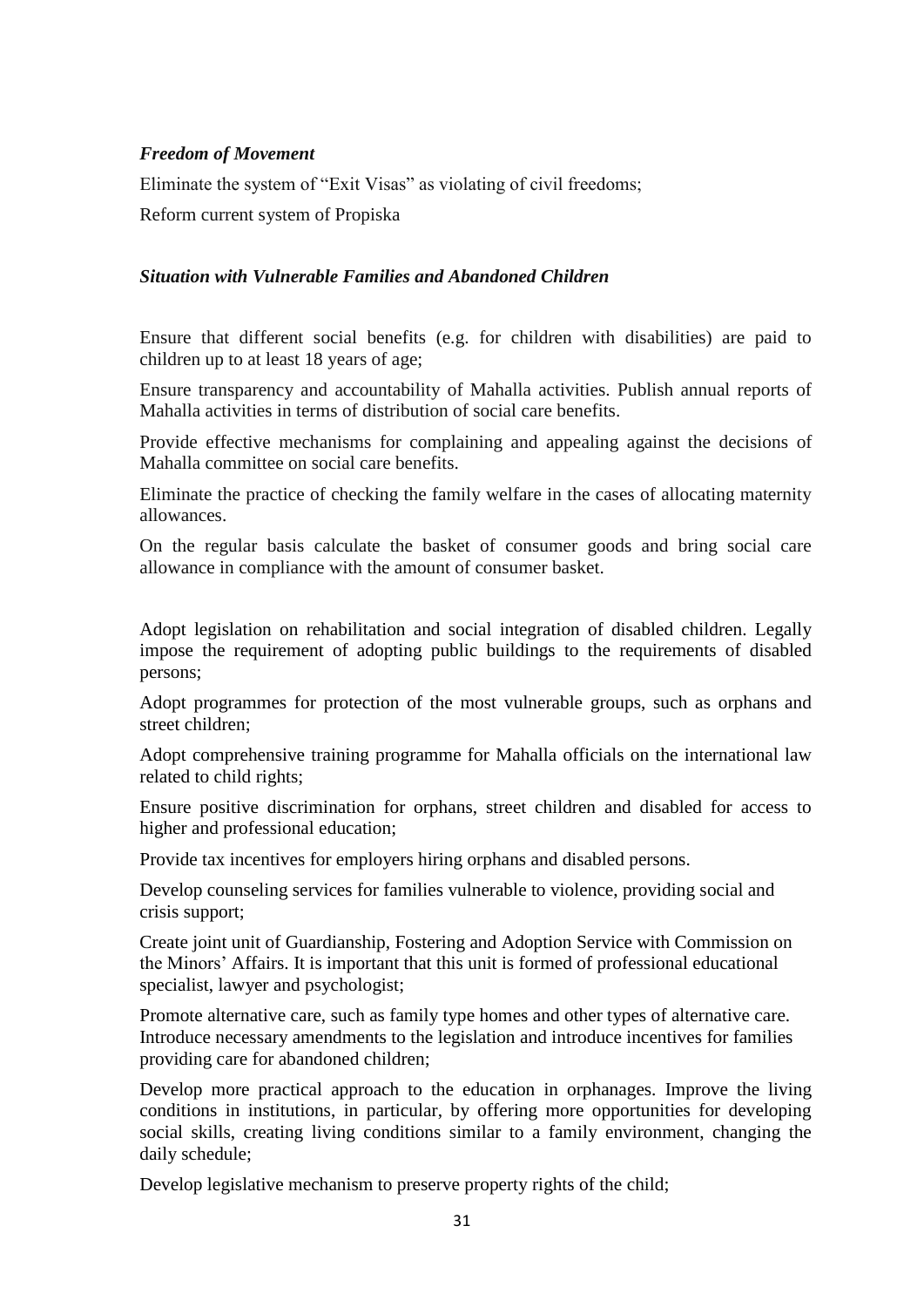***Freedom of Movement***

Eliminate the system of "Exit Visas" as violating of civil freedoms;

Reform current system of Propiska

***Situation with Vulnerable Families and Abandoned Children***

Ensure that different social benefits (e.g. for children with disabilities) are paid to children up to at least 18 years of age;

Ensure transparency and accountability of Mahalla activities. Publish annual reports of Mahalla activities in terms of distribution of social care benefits.

Provide effective mechanisms for complaining and appealing against the decisions of Mahalla committee on social care benefits.

Eliminate the practice of checking the family welfare in the cases of allocating maternity allowances.

On the regular basis calculate the basket of consumer goods and bring social care allowance in compliance with the amount of consumer basket.

Adopt legislation on rehabilitation and social integration of disabled children. Legally impose the requirement of adopting public buildings to the requirements of disabled persons;

Adopt programmes for protection of the most vulnerable groups, such as orphans and street children;

Adopt comprehensive training programme for Mahalla officials on the international law related to child rights;

Ensure positive discrimination for orphans, street children and disabled for access to higher and professional education;

Provide tax incentives for employers hiring orphans and disabled persons.

Develop counseling services for families vulnerable to violence, providing social and crisis support;

Create joint unit of Guardianship, Fostering and Adoption Service with Commission on the Minors' Affairs. It is important that this unit is formed of professional educational specialist, lawyer and psychologist;

Promote alternative care, such as family type homes and other types of alternative care. Introduce necessary amendments to the legislation and introduce incentives for families providing care for abandoned children;

Develop more practical approach to the education in orphanages. Improve the living conditions in institutions, in particular, by offering more opportunities for developing social skills, creating living conditions similar to a family environment, changing the daily schedule;

Develop legislative mechanism to preserve property rights of the child;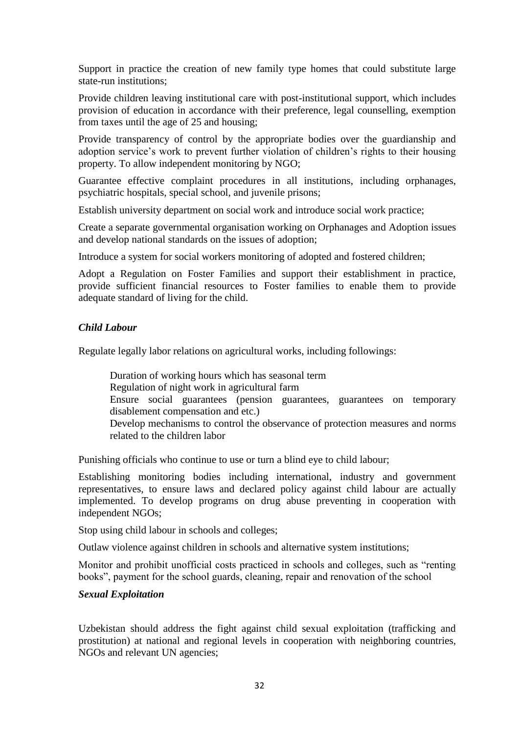Support in practice the creation of new family type homes that could substitute large state-run institutions;

Provide children leaving institutional care with post-institutional support, which includes provision of education in accordance with their preference, legal counselling, exemption from taxes until the age of 25 and housing;

Provide transparency of control by the appropriate bodies over the guardianship and adoption service's work to prevent further violation of children's rights to their housing property. To allow independent monitoring by NGO;

Guarantee effective complaint procedures in all institutions, including orphanages, psychiatric hospitals, special school, and juvenile prisons;

Establish university department on social work and introduce social work practice;

Create a separate governmental organisation working on Orphanages and Adoption issues and develop national standards on the issues of adoption;

Introduce a system for social workers monitoring of adopted and fostered children;

Adopt a Regulation on Foster Families and support their establishment in practice, provide sufficient financial resources to Foster families to enable them to provide adequate standard of living for the child.

***Child Labour***

Regulate legally labor relations on agricultural works, including followings:

- Duration of working hours which has seasonal term
- Regulation of night work in agricultural farm
- Ensure social guarantees (pension guarantees, guarantees on temporary disablement compensation and etc.)
- Develop mechanisms to control the observance of protection measures and norms related to the children labor

Punishing officials who continue to use or turn a blind eye to child labour;

Establishing monitoring bodies including international, industry and government representatives, to ensure laws and declared policy against child labour are actually implemented. To develop programs on drug abuse preventing in cooperation with independent NGOs;

Stop using child labour in schools and colleges;

Outlaw violence against children in schools and alternative system institutions;

Monitor and prohibit unofficial costs practiced in schools and colleges, such as "renting books", payment for the school guards, cleaning, repair and renovation of the school

***Sexual Exploitation***

Uzbekistan should address the fight against child sexual exploitation (trafficking and prostitution) at national and regional levels in cooperation with neighboring countries, NGOs and relevant UN agencies;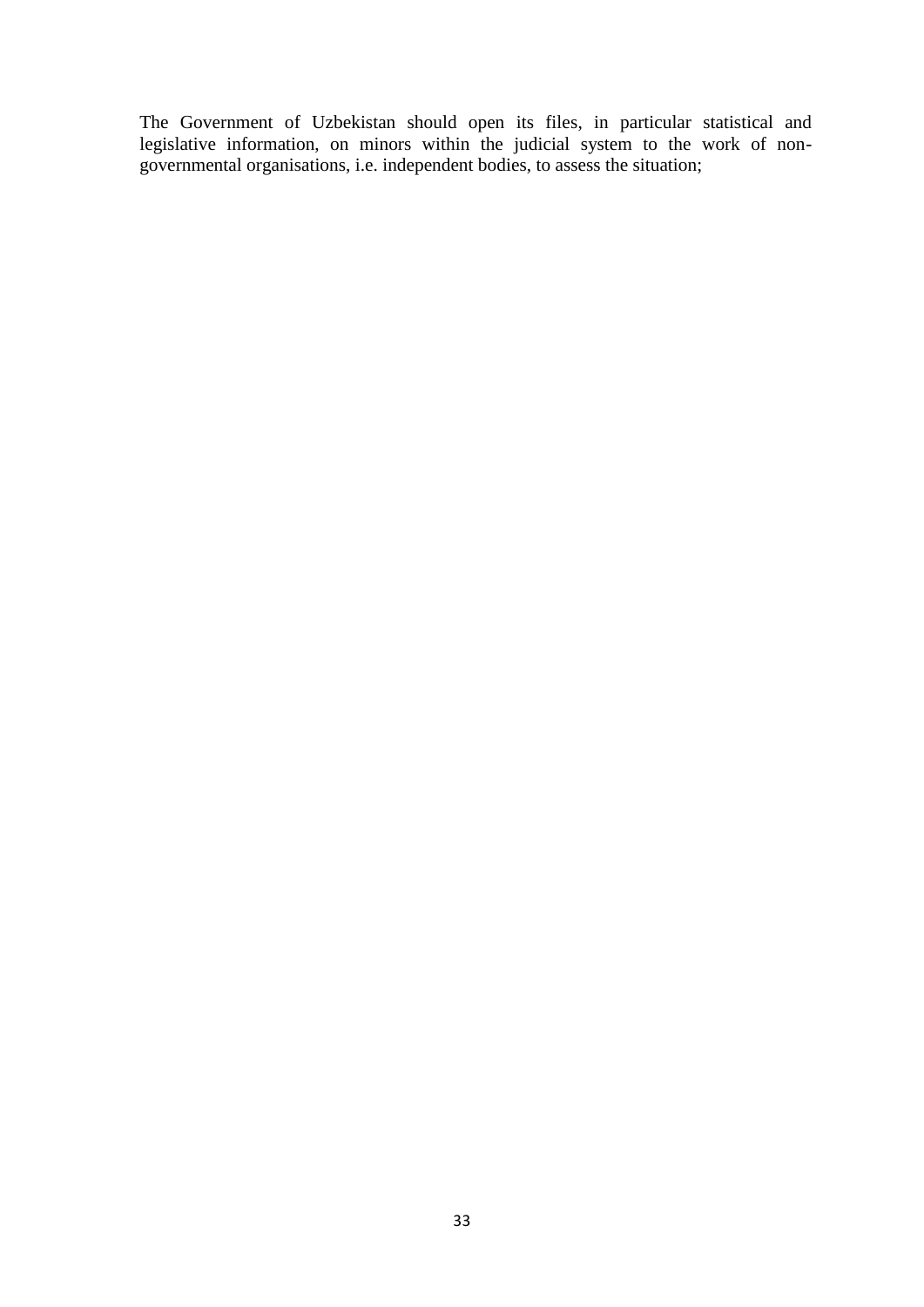The Government of Uzbekistan should open its files, in particular statistical and legislative information, on minors within the judicial system to the work of non-governmental organisations, i.e. independent bodies, to assess the situation;